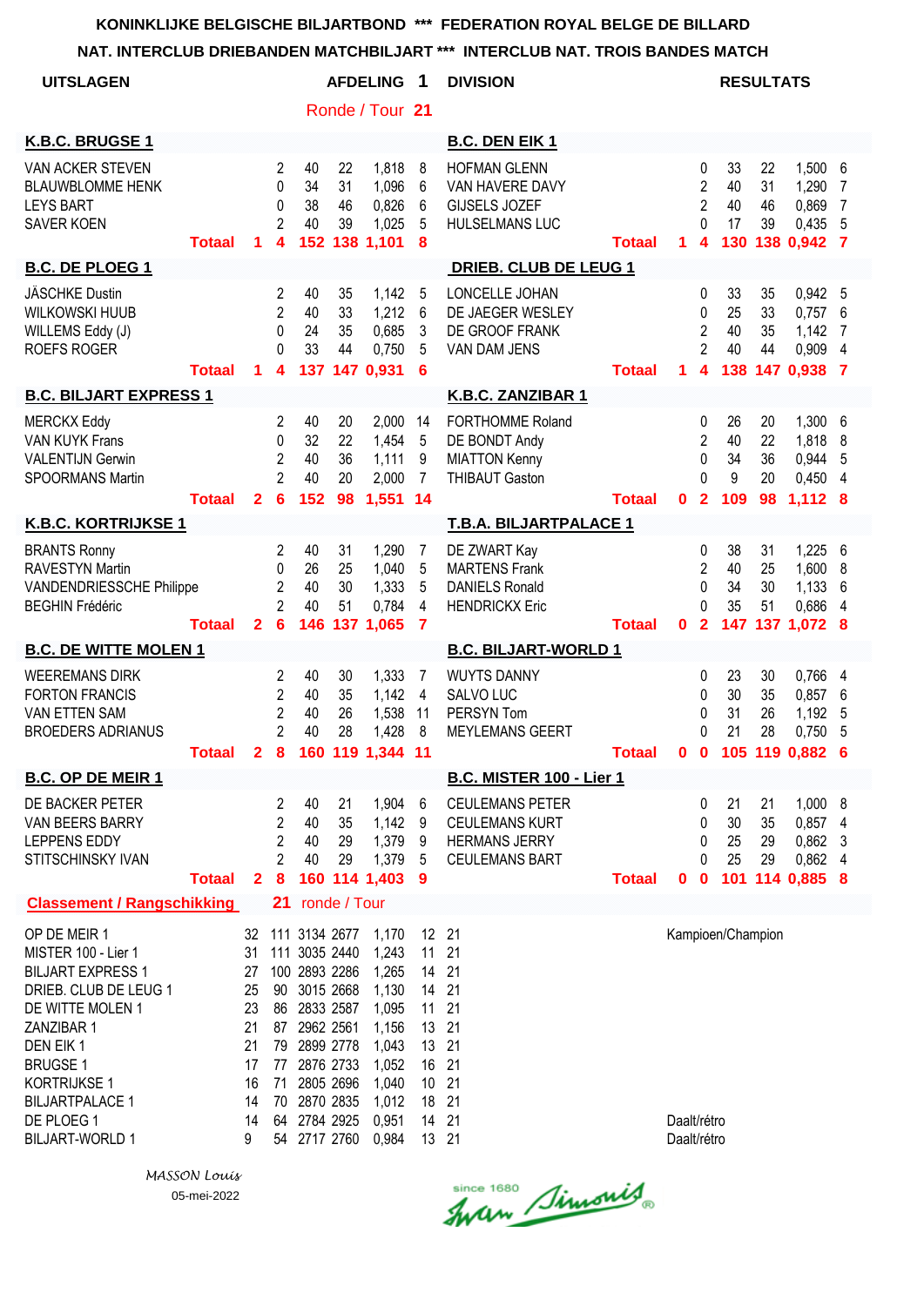**KONINKLIJKE BELGISCHE BILJARTBOND \*\*\* FEDERATION ROYAL BELGE DE BILLARD**

**NAT. INTERCLUB DRIEBANDEN MATCHBILJART \*\*\* INTERCLUB NAT. TROIS BANDES MATCH**

**UITSLAGEN** — **AFDELING 1 DIVISION** — **RESULTATS**

Ronde / Tour **21**

| **K.B.C. BRUGSE 1** | | | | | | | | **B.C. DEN EIK 1** | | | | | | | |
|---|---|---|---|---|---|---|---|---|---|---|---|---|---|---|---|
| VAN ACKER STEVEN | | 2 | 40 | 22 | 1,818 | 8 | | HOFMAN GLENN | | 0 | 33 | 22 | 1,500 | 6 | |
| BLAUWBLOMME HENK | | 0 | 34 | 31 | 1,096 | 6 | | VAN HAVERE DAVY | | 2 | 40 | 31 | 1,290 | 7 | |
| LEYS BART | | 0 | 38 | 46 | 0,826 | 6 | | GIJSELS JOZEF | | 2 | 40 | 46 | 0,869 | 7 | |
| SAVER KOEN | | 2 | 40 | 39 | 1,025 | 5 | | HULSELMANS LUC | | 0 | 17 | 39 | 0,435 | 5 | |
| **Totaal** | **1** | **4** | **152** | **138** | **1,101** | **8** | | **Totaal** | **1** | **4** | **130** | **138** | **0,942** | **7** | |

| **B.C. DE PLOEG 1** | | | | | | | | **DRIEB. CLUB DE LEUG 1** | | | | | | | |
|---|---|---|---|---|---|---|---|---|---|---|---|---|---|---|---|
| JÄSCHKE Dustin | | 2 | 40 | 35 | 1,142 | 5 | | LONCELLE JOHAN | | 0 | 33 | 35 | 0,942 | 5 | |
| WILKOWSKI HUUB | | 2 | 40 | 33 | 1,212 | 6 | | DE JAEGER WESLEY | | 0 | 25 | 33 | 0,757 | 6 | |
| WILLEMS Eddy (J) | | 0 | 24 | 35 | 0,685 | 3 | | DE GROOF FRANK | | 2 | 40 | 35 | 1,142 | 7 | |
| ROEFS ROGER | | 0 | 33 | 44 | 0,750 | 5 | | VAN DAM JENS | | 2 | 40 | 44 | 0,909 | 4 | |
| **Totaal** | **1** | **4** | **137** | **147** | **0,931** | **6** | | **Totaal** | **1** | **4** | **138** | **147** | **0,938** | **7** | |

| **B.C. BILJART EXPRESS 1** | | | | | | | | **K.B.C. ZANZIBAR 1** | | | | | | | |
|---|---|---|---|---|---|---|---|---|---|---|---|---|---|---|---|
| MERCKX Eddy | | 2 | 40 | 20 | 2,000 | 14 | | FORTHOMME Roland | | 0 | 26 | 20 | 1,300 | 6 | |
| VAN KUYK Frans | | 0 | 32 | 22 | 1,454 | 5 | | DE BONDT Andy | | 2 | 40 | 22 | 1,818 | 8 | |
| VALENTIJN Gerwin | | 2 | 40 | 36 | 1,111 | 9 | | MIATTON Kenny | | 0 | 34 | 36 | 0,944 | 5 | |
| SPOORMANS Martin | | 2 | 40 | 20 | 2,000 | 7 | | THIBAUT Gaston | | 0 | 9 | 20 | 0,450 | 4 | |
| **Totaal** | **2** | **6** | **152** | **98** | **1,551** | **14** | | **Totaal** | **0** | **2** | **109** | **98** | **1,112** | **8** | |

| **K.B.C. KORTRIJKSE 1** | | | | | | | | **T.B.A. BILJARTPALACE 1** | | | | | | | |
|---|---|---|---|---|---|---|---|---|---|---|---|---|---|---|---|
| BRANTS Ronny | | 2 | 40 | 31 | 1,290 | 7 | | DE ZWART Kay | | 0 | 38 | 31 | 1,225 | 6 | |
| RAVESTYN Martin | | 0 | 26 | 25 | 1,040 | 5 | | MARTENS Frank | | 2 | 40 | 25 | 1,600 | 8 | |
| VANDENDRIESSCHE Philippe | | 2 | 40 | 30 | 1,333 | 5 | | DANIELS Ronald | | 0 | 34 | 30 | 1,133 | 6 | |
| BEGHIN Frédéric | | 2 | 40 | 51 | 0,784 | 4 | | HENDRICKX Eric | | 0 | 35 | 51 | 0,686 | 4 | |
| **Totaal** | **2** | **6** | **146** | **137** | **1,065** | **7** | | **Totaal** | **0** | **2** | **147** | **137** | **1,072** | **8** | |

| **B.C. DE WITTE MOLEN 1** | | | | | | | | **B.C. BILJART-WORLD 1** | | | | | | | |
|---|---|---|---|---|---|---|---|---|---|---|---|---|---|---|---|
| WEEREMANS DIRK | | 2 | 40 | 30 | 1,333 | 7 | | WUYTS DANNY | | 0 | 23 | 30 | 0,766 | 4 | |
| FORTON FRANCIS | | 2 | 40 | 35 | 1,142 | 4 | | SALVO LUC | | 0 | 30 | 35 | 0,857 | 6 | |
| VAN ETTEN SAM | | 2 | 40 | 26 | 1,538 | 11 | | PERSYN Tom | | 0 | 31 | 26 | 1,192 | 5 | |
| BROEDERS ADRIANUS | | 2 | 40 | 28 | 1,428 | 8 | | MEYLEMANS GEERT | | 0 | 21 | 28 | 0,750 | 5 | |
| **Totaal** | **2** | **8** | **160** | **119** | **1,344** | **11** | | **Totaal** | **0** | **0** | **105** | **119** | **0,882** | **6** | |

| **B.C. OP DE MEIR 1** | | | | | | | | **B.C. MISTER 100 - Lier 1** | | | | | | | |
|---|---|---|---|---|---|---|---|---|---|---|---|---|---|---|---|
| DE BACKER PETER | | 2 | 40 | 21 | 1,904 | 6 | | CEULEMANS PETER | | 0 | 21 | 21 | 1,000 | 8 | |
| VAN BEERS BARRY | | 2 | 40 | 35 | 1,142 | 9 | | CEULEMANS KURT | | 0 | 30 | 35 | 0,857 | 4 | |
| LEPPENS EDDY | | 2 | 40 | 29 | 1,379 | 9 | | HERMANS JERRY | | 0 | 25 | 29 | 0,862 | 3 | |
| STITSCHINSKY IVAN | | 2 | 40 | 29 | 1,379 | 5 | | CEULEMANS BART | | 0 | 25 | 29 | 0,862 | 4 | |
| **Totaal** | **2** | **8** | **160** | **114** | **1,403** | **9** | | **Totaal** | **0** | **0** | **101** | **114** | **0,885** | **8** | |

**Classement / Rangschikking** — **21** ronde / Tour

| | | | | | | | | |
|---|---|---|---|---|---|---|---|---|
| OP DE MEIR 1 | 32 | 111 | 3134 | 2677 | 1,170 | 12 | 21 | Kampioen/Champion |
| MISTER 100 - Lier 1 | 31 | 111 | 3035 | 2440 | 1,243 | 11 | 21 | |
| BILJART EXPRESS 1 | 27 | 100 | 2893 | 2286 | 1,265 | 14 | 21 | |
| DRIEB. CLUB DE LEUG 1 | 25 | 90 | 3015 | 2668 | 1,130 | 14 | 21 | |
| DE WITTE MOLEN 1 | 23 | 86 | 2833 | 2587 | 1,095 | 11 | 21 | |
| ZANZIBAR 1 | 21 | 87 | 2962 | 2561 | 1,156 | 13 | 21 | |
| DEN EIK 1 | 21 | 79 | 2899 | 2778 | 1,043 | 13 | 21 | |
| BRUGSE 1 | 17 | 77 | 2876 | 2733 | 1,052 | 16 | 21 | |
| KORTRIJKSE 1 | 16 | 71 | 2805 | 2696 | 1,040 | 10 | 21 | |
| BILJARTPALACE 1 | 14 | 70 | 2870 | 2835 | 1,012 | 18 | 21 | |
| DE PLOEG 1 | 14 | 64 | 2784 | 2925 | 0,951 | 14 | 21 | Daalt/rétro |
| BILJART-WORLD 1 | 9 | 54 | 2717 | 2760 | 0,984 | 13 | 21 | Daalt/rétro |

*MASSON Louis*

05-mei-2022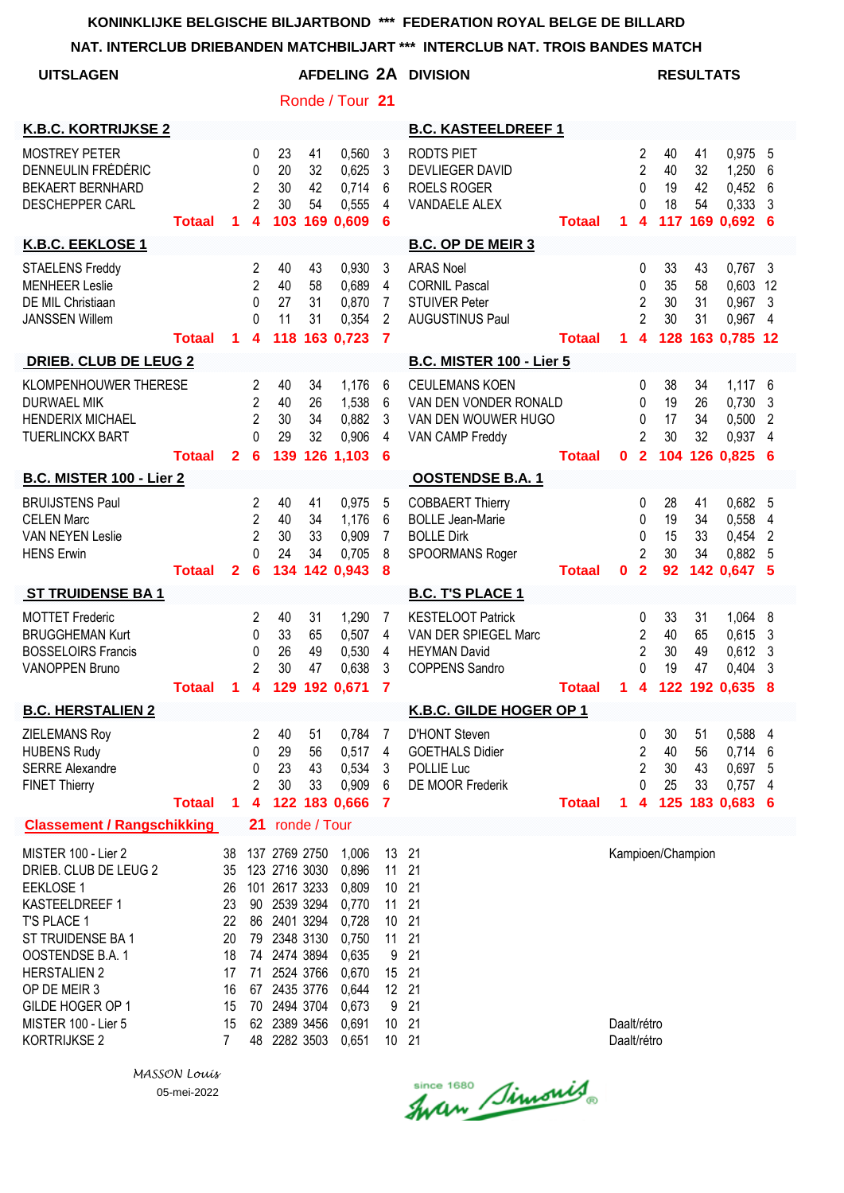KONINKLIJKE BELGISCHE BILJARTBOND *** FEDERATION ROYAL BELGE DE BILLARD

NAT. INTERCLUB DRIEBANDEN MATCHBILJART *** INTERCLUB NAT. TROIS BANDES MATCH

**UITSLAGEN** — **AFDELING 2A DIVISION** — **RESULTATS**

Ronde / Tour **21**

| K.B.C. KORTRIJKSE 2 | | | | | | | B.C. KASTEELDREEF 1 | | | | | | |
|---|---|---|---|---|---|---|---|---|---|---|---|---|---|
| MOSTREY PETER | | 0 | 23 | 41 | 0,560 | 3 | RODTS PIET | | 2 | 40 | 41 | 0,975 | 5 |
| DENNEULIN FRÉDÉRIC | | 0 | 20 | 32 | 0,625 | 3 | DEVLIEGER DAVID | | 2 | 40 | 32 | 1,250 | 6 |
| BEKAERT BERNHARD | | 2 | 30 | 42 | 0,714 | 6 | ROELS ROGER | | 0 | 19 | 42 | 0,452 | 6 |
| DESCHEPPER CARL | | 2 | 30 | 54 | 0,555 | 4 | VANDAELE ALEX | | 0 | 18 | 54 | 0,333 | 3 |
| **Totaal** | **1** | **4** | **103** | **169** | **0,609** | **6** | **Totaal** | **1** | **4** | **117** | **169** | **0,692** | **6** |

| K.B.C. EEKLOSE 1 | | | | | | | B.C. OP DE MEIR 3 | | | | | | |
|---|---|---|---|---|---|---|---|---|---|---|---|---|---|
| STAELENS Freddy | | 2 | 40 | 43 | 0,930 | 3 | ARAS Noel | | 0 | 33 | 43 | 0,767 | 3 |
| MENHEER Leslie | | 2 | 40 | 58 | 0,689 | 4 | CORNIL Pascal | | 0 | 35 | 58 | 0,603 | 12 |
| DE MIL Christiaan | | 0 | 27 | 31 | 0,870 | 7 | STUIVER Peter | | 2 | 30 | 31 | 0,967 | 3 |
| JANSSEN Willem | | 0 | 11 | 31 | 0,354 | 2 | AUGUSTINUS Paul | | 2 | 30 | 31 | 0,967 | 4 |
| **Totaal** | **1** | **4** | **118** | **163** | **0,723** | **7** | **Totaal** | **1** | **4** | **128** | **163** | **0,785** | **12** |

| DRIEB. CLUB DE LEUG 2 | | | | | | | B.C. MISTER 100 - Lier 5 | | | | | | |
|---|---|---|---|---|---|---|---|---|---|---|---|---|---|
| KLOMPENHOUWER THERESE | | 2 | 40 | 34 | 1,176 | 6 | CEULEMANS KOEN | | 0 | 38 | 34 | 1,117 | 6 |
| DURWAEL MIK | | 2 | 40 | 26 | 1,538 | 6 | VAN DEN VONDER RONALD | | 0 | 19 | 26 | 0,730 | 3 |
| HENDERIX MICHAEL | | 2 | 30 | 34 | 0,882 | 3 | VAN DEN WOUWER HUGO | | 0 | 17 | 34 | 0,500 | 2 |
| TUERLINCKX BART | | 0 | 29 | 32 | 0,906 | 4 | VAN CAMP Freddy | | 2 | 30 | 32 | 0,937 | 4 |
| **Totaal** | **2** | **6** | **139** | **126** | **1,103** | **6** | **Totaal** | **0** | **2** | **104** | **126** | **0,825** | **6** |

| B.C. MISTER 100 - Lier 2 | | | | | | | OOSTENDSE B.A. 1 | | | | | | |
|---|---|---|---|---|---|---|---|---|---|---|---|---|---|
| BRUIJSTENS Paul | | 2 | 40 | 41 | 0,975 | 5 | COBBAERT Thierry | | 0 | 28 | 41 | 0,682 | 5 |
| CELEN Marc | | 2 | 40 | 34 | 1,176 | 6 | BOLLE Jean-Marie | | 0 | 19 | 34 | 0,558 | 4 |
| VAN NEYEN Leslie | | 2 | 30 | 33 | 0,909 | 7 | BOLLE Dirk | | 0 | 15 | 33 | 0,454 | 2 |
| HENS Erwin | | 0 | 24 | 34 | 0,705 | 8 | SPOORMANS Roger | | 2 | 30 | 34 | 0,882 | 5 |
| **Totaal** | **2** | **6** | **134** | **142** | **0,943** | **8** | **Totaal** | **0** | **2** | **92** | **142** | **0,647** | **5** |

| ST TRUIDENSE BA 1 | | | | | | | B.C. T'S PLACE 1 | | | | | | |
|---|---|---|---|---|---|---|---|---|---|---|---|---|---|
| MOTTET Frederic | | 2 | 40 | 31 | 1,290 | 7 | KESTELOOT Patrick | | 0 | 33 | 31 | 1,064 | 8 |
| BRUGGHEMAN Kurt | | 0 | 33 | 65 | 0,507 | 4 | VAN DER SPIEGEL Marc | | 2 | 40 | 65 | 0,615 | 3 |
| BOSSELOIRS Francis | | 0 | 26 | 49 | 0,530 | 4 | HEYMAN David | | 2 | 30 | 49 | 0,612 | 3 |
| VANOPPEN Bruno | | 2 | 30 | 47 | 0,638 | 3 | COPPENS Sandro | | 0 | 19 | 47 | 0,404 | 3 |
| **Totaal** | **1** | **4** | **129** | **192** | **0,671** | **7** | **Totaal** | **1** | **4** | **122** | **192** | **0,635** | **8** |

| B.C. HERSTALIEN 2 | | | | | | | K.B.C. GILDE HOGER OP 1 | | | | | | |
|---|---|---|---|---|---|---|---|---|---|---|---|---|---|
| ZIELEMANS Roy | | 2 | 40 | 51 | 0,784 | 7 | D'HONT Steven | | 0 | 30 | 51 | 0,588 | 4 |
| HUBENS Rudy | | 0 | 29 | 56 | 0,517 | 4 | GOETHALS Didier | | 2 | 40 | 56 | 0,714 | 6 |
| SERRE Alexandre | | 0 | 23 | 43 | 0,534 | 3 | POLLIE Luc | | 2 | 30 | 43 | 0,697 | 5 |
| FINET Thierry | | 2 | 30 | 33 | 0,909 | 6 | DE MOOR Frederik | | 0 | 25 | 33 | 0,757 | 4 |
| **Totaal** | **1** | **4** | **122** | **183** | **0,666** | **7** | **Totaal** | **1** | **4** | **125** | **183** | **0,683** | **6** |

**Classement / Rangschikking** — **21** ronde / Tour

| | | | | | | | | |
|---|---|---|---|---|---|---|---|---|
| MISTER 100 - Lier 2 | 38 | 137 | 2769 | 2750 | 1,006 | 13 | 21 | Kampioen/Champion |
| DRIEB. CLUB DE LEUG 2 | 35 | 123 | 2716 | 3030 | 0,896 | 11 | 21 | |
| EEKLOSE 1 | 26 | 101 | 2617 | 3233 | 0,809 | 10 | 21 | |
| KASTEELDREEF 1 | 23 | 90 | 2539 | 3294 | 0,770 | 11 | 21 | |
| T'S PLACE 1 | 22 | 86 | 2401 | 3294 | 0,728 | 10 | 21 | |
| ST TRUIDENSE BA 1 | 20 | 79 | 2348 | 3130 | 0,750 | 11 | 21 | |
| OOSTENDSE B.A. 1 | 18 | 74 | 2474 | 3894 | 0,635 | 9 | 21 | |
| HERSTALIEN 2 | 17 | 71 | 2524 | 3766 | 0,670 | 15 | 21 | |
| OP DE MEIR 3 | 16 | 67 | 2435 | 3776 | 0,644 | 12 | 21 | |
| GILDE HOGER OP 1 | 15 | 70 | 2494 | 3704 | 0,673 | 9 | 21 | |
| MISTER 100 - Lier 5 | 15 | 62 | 2389 | 3456 | 0,691 | 10 | 21 | Daalt/rétro |
| KORTRIJKSE 2 | 7 | 48 | 2282 | 3503 | 0,651 | 10 | 21 | Daalt/rétro |

*MASSON Louis*

05-mei-2022

since 1680 Iwan Simonis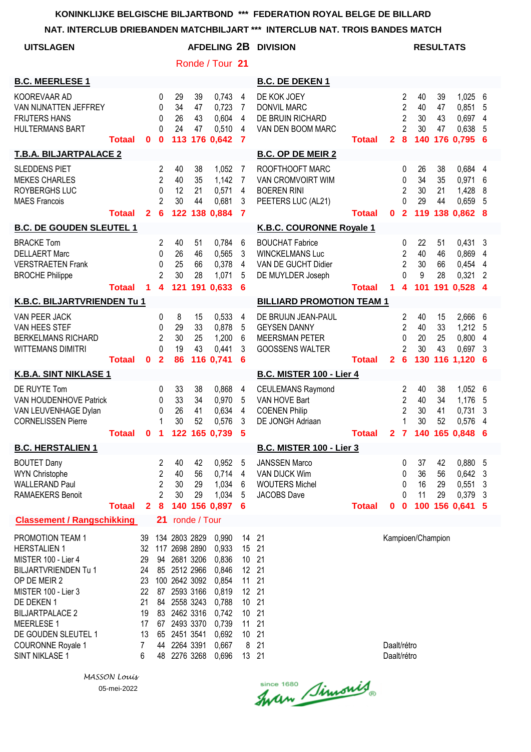KONINKLIJKE BELGISCHE BILJARTBOND *** FEDERATION ROYAL BELGE DE BILLARD

NAT. INTERCLUB DRIEBANDEN MATCHBILJART *** INTERCLUB NAT. TROIS BANDES MATCH

**UITSLAGEN** — **AFDELING 2B DIVISION** — **RESULTATS**

Ronde / Tour **21**

| B.C. MEERLESE 1 | | | | | | | | B.C. DE DEKEN 1 | | | | | | | |
|---|---|---|---|---|---|---|---|---|---|---|---|---|---|---|---|
| KOOREVAAR AD | | 0 | 29 | 39 | 0,743 | 4 | | DE KOK JOEY | | 2 | 40 | 39 | 1,025 | 6 | |
| VAN NIJNATTEN JEFFREY | | 0 | 34 | 47 | 0,723 | 7 | | DONVIL MARC | | 2 | 40 | 47 | 0,851 | 5 | |
| FRIJTERS HANS | | 0 | 26 | 43 | 0,604 | 4 | | DE BRUIN RICHARD | | 2 | 30 | 43 | 0,697 | 4 | |
| HULTERMANS BART | | 0 | 24 | 47 | 0,510 | 4 | | VAN DEN BOOM MARC | | 2 | 30 | 47 | 0,638 | 5 | |
| **Totaal** | **0** | **0** | **113** | **176** | **0,642** | **7** | | **Totaal** | **2** | **8** | **140** | **176** | **0,795** | **6** | |

| T.B.A. BILJARTPALACE 2 | | | | | | | | B.C. OP DE MEIR 2 | | | | | | |
|---|---|---|---|---|---|---|---|---|---|---|---|---|---|---|
| SLEDDENS PIET | | 2 | 40 | 38 | 1,052 | 7 | | ROOFTHOOFT MARC | | 0 | 26 | 38 | 0,684 | 4 |
| MEKES CHARLES | | 2 | 40 | 35 | 1,142 | 7 | | VAN CROMVOIRT WIM | | 0 | 34 | 35 | 0,971 | 6 |
| ROYBERGHS LUC | | 0 | 12 | 21 | 0,571 | 4 | | BOEREN RINI | | 2 | 30 | 21 | 1,428 | 8 |
| MAES Francois | | 2 | 30 | 44 | 0,681 | 3 | | PEETERS LUC (AL21) | | 0 | 29 | 44 | 0,659 | 5 |
| **Totaal** | **2** | **6** | **122** | **138** | **0,884** | **7** | | **Totaal** | **0** | **2** | **119** | **138** | **0,862** | **8** |

| B.C. DE GOUDEN SLEUTEL 1 | | | | | | | | K.B.C. COURONNE Royale 1 | | | | | | |
|---|---|---|---|---|---|---|---|---|---|---|---|---|---|---|
| BRACKE Tom | | 2 | 40 | 51 | 0,784 | 6 | | BOUCHAT Fabrice | | 0 | 22 | 51 | 0,431 | 3 |
| DELLAERT Marc | | 0 | 26 | 46 | 0,565 | 3 | | WINCKELMANS Luc | | 2 | 40 | 46 | 0,869 | 4 |
| VERSTRAETEN Frank | | 0 | 25 | 66 | 0,378 | 4 | | VAN DE GUCHT Didier | | 2 | 30 | 66 | 0,454 | 4 |
| BROCHE Philippe | | 2 | 30 | 28 | 1,071 | 5 | | DE MUYLDER Joseph | | 0 | 9 | 28 | 0,321 | 2 |
| **Totaal** | **1** | **4** | **121** | **191** | **0,633** | **6** | | **Totaal** | **1** | **4** | **101** | **191** | **0,528** | **4** |

| K.B.C. BILJARTVRIENDEN Tu 1 | | | | | | | | BILLIARD PROMOTION TEAM 1 | | | | | | |
|---|---|---|---|---|---|---|---|---|---|---|---|---|---|---|
| VAN PEER JACK | | 0 | 8 | 15 | 0,533 | 4 | | DE BRUIJN JEAN-PAUL | | 2 | 40 | 15 | 2,666 | 6 |
| VAN HEES STEF | | 0 | 29 | 33 | 0,878 | 5 | | GEYSEN DANNY | | 2 | 40 | 33 | 1,212 | 5 |
| BERKELMANS RICHARD | | 2 | 30 | 25 | 1,200 | 6 | | MEERSMAN PETER | | 0 | 20 | 25 | 0,800 | 4 |
| WITTEMANS DIMITRI | | 0 | 19 | 43 | 0,441 | 3 | | GOOSSENS WALTER | | 2 | 30 | 43 | 0,697 | 3 |
| **Totaal** | **0** | **2** | **86** | **116** | **0,741** | **6** | | **Totaal** | **2** | **6** | **130** | **116** | **1,120** | **6** |

| K.B.A. SINT NIKLASE 1 | | | | | | | | B.C. MISTER 100 - Lier 4 | | | | | | |
|---|---|---|---|---|---|---|---|---|---|---|---|---|---|---|
| DE RUYTE Tom | | 0 | 33 | 38 | 0,868 | 4 | | CEULEMANS Raymond | | 2 | 40 | 38 | 1,052 | 6 |
| VAN HOUDENHOVE Patrick | | 0 | 33 | 34 | 0,970 | 5 | | VAN HOVE Bart | | 2 | 40 | 34 | 1,176 | 5 |
| VAN LEUVENHAGE Dylan | | 0 | 26 | 41 | 0,634 | 4 | | COENEN Philip | | 2 | 30 | 41 | 0,731 | 3 |
| CORNELISSEN Pierre | | 1 | 30 | 52 | 0,576 | 3 | | DE JONGH Adriaan | | 1 | 30 | 52 | 0,576 | 4 |
| **Totaal** | **0** | **1** | **122** | **165** | **0,739** | **5** | | **Totaal** | **2** | **7** | **140** | **165** | **0,848** | **6** |

| B.C. HERSTALIEN 1 | | | | | | | | B.C. MISTER 100 - Lier 3 | | | | | | |
|---|---|---|---|---|---|---|---|---|---|---|---|---|---|---|
| BOUTET Dany | | 2 | 40 | 42 | 0,952 | 5 | | JANSSEN Marco | | 0 | 37 | 42 | 0,880 | 5 |
| WYN Christophe | | 2 | 40 | 56 | 0,714 | 4 | | VAN DIJCK Wim | | 0 | 36 | 56 | 0,642 | 3 |
| WALLERAND Paul | | 2 | 30 | 29 | 1,034 | 6 | | WOUTERS Michel | | 0 | 16 | 29 | 0,551 | 3 |
| RAMAEKERS Benoit | | 2 | 30 | 29 | 1,034 | 5 | | JACOBS Dave | | 0 | 11 | 29 | 0,379 | 3 |
| **Totaal** | **2** | **8** | **140** | **156** | **0,897** | **6** | | **Totaal** | **0** | **0** | **100** | **156** | **0,641** | **5** |

**Classement / Rangschikking** — **21** ronde / Tour

| Team | | | | | | | | |
|---|---|---|---|---|---|---|---|---|
| PROMOTION TEAM 1 | 39 | 134 | 2803 | 2829 | 0,990 | 14 | 21 | Kampioen/Champion |
| HERSTALIEN 1 | 32 | 117 | 2698 | 2890 | 0,933 | 15 | 21 | |
| MISTER 100 - Lier 4 | 29 | 94 | 2681 | 3206 | 0,836 | 10 | 21 | |
| BILJARTVRIENDEN Tu 1 | 24 | 85 | 2512 | 2966 | 0,846 | 12 | 21 | |
| OP DE MEIR 2 | 23 | 100 | 2642 | 3092 | 0,854 | 11 | 21 | |
| MISTER 100 - Lier 3 | 22 | 87 | 2593 | 3166 | 0,819 | 12 | 21 | |
| DE DEKEN 1 | 21 | 84 | 2558 | 3243 | 0,788 | 10 | 21 | |
| BILJARTPALACE 2 | 19 | 83 | 2462 | 3316 | 0,742 | 10 | 21 | |
| MEERLESE 1 | 17 | 67 | 2493 | 3370 | 0,739 | 11 | 21 | |
| DE GOUDEN SLEUTEL 1 | 13 | 65 | 2451 | 3541 | 0,692 | 10 | 21 | |
| COURONNE Royale 1 | 7 | 44 | 2264 | 3391 | 0,667 | 8 | 21 | Daalt/rétro |
| SINT NIKLASE 1 | 6 | 48 | 2276 | 3268 | 0,696 | 13 | 21 | Daalt/rétro |

*MASSON Louis*

05-mei-2022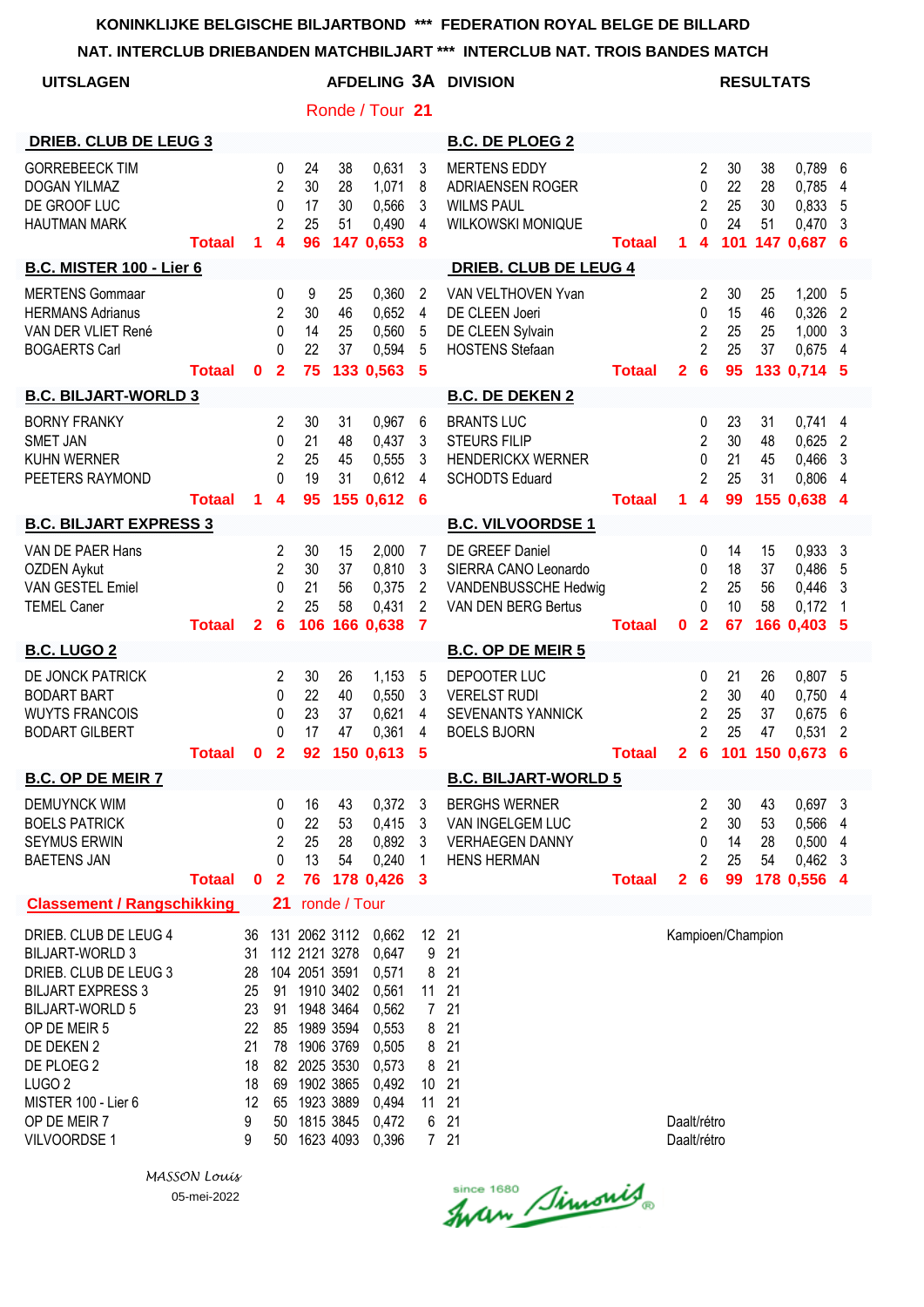KONINKLIJKE BELGISCHE BILJARTBOND *** FEDERATION ROYAL BELGE DE BILLARD

NAT. INTERCLUB DRIEBANDEN MATCHBILJART *** INTERCLUB NAT. TROIS BANDES MATCH

**UITSLAGEN** — **AFDELING 3A DIVISION** — **RESULTATS**

Ronde / Tour **21**

| DRIEB. CLUB DE LEUG 3 | | | | | | | B.C. DE PLOEG 2 | | | | | | |
|---|---|---|---|---|---|---|---|---|---|---|---|---|---|
| GORREBEECK TIM | | 0 | 24 | 38 | 0,631 | 3 | MERTENS EDDY | | 2 | 30 | 38 | 0,789 | 6 |
| DOGAN YILMAZ | | 2 | 30 | 28 | 1,071 | 8 | ADRIAENSEN ROGER | | 0 | 22 | 28 | 0,785 | 4 |
| DE GROOF LUC | | 0 | 17 | 30 | 0,566 | 3 | WILMS PAUL | | 2 | 25 | 30 | 0,833 | 5 |
| HAUTMAN MARK | | 2 | 25 | 51 | 0,490 | 4 | WILKOWSKI MONIQUE | | 0 | 24 | 51 | 0,470 | 3 |
| **Totaal** | **1** | **4** | **96** | **147** | **0,653** | **8** | **Totaal** | **1** | **4** | **101** | **147** | **0,687** | **6** |

| B.C. MISTER 100 - Lier 6 | | | | | | | DRIEB. CLUB DE LEUG 4 | | | | | | |
|---|---|---|---|---|---|---|---|---|---|---|---|---|---|
| MERTENS Gommaar | | 0 | 9 | 25 | 0,360 | 2 | VAN VELTHOVEN Yvan | | 2 | 30 | 25 | 1,200 | 5 |
| HERMANS Adrianus | | 2 | 30 | 46 | 0,652 | 4 | DE CLEEN Joeri | | 0 | 15 | 46 | 0,326 | 2 |
| VAN DER VLIET René | | 0 | 14 | 25 | 0,560 | 5 | DE CLEEN Sylvain | | 2 | 25 | 25 | 1,000 | 3 |
| BOGAERTS Carl | | 0 | 22 | 37 | 0,594 | 5 | HOSTENS Stefaan | | 2 | 25 | 37 | 0,675 | 4 |
| **Totaal** | **0** | **2** | **75** | **133** | **0,563** | **5** | **Totaal** | **2** | **6** | **95** | **133** | **0,714** | **5** |

| B.C. BILJART-WORLD 3 | | | | | | | B.C. DE DEKEN 2 | | | | | | |
|---|---|---|---|---|---|---|---|---|---|---|---|---|---|
| BORNY FRANKY | | 2 | 30 | 31 | 0,967 | 6 | BRANTS LUC | | 0 | 23 | 31 | 0,741 | 4 |
| SMET JAN | | 0 | 21 | 48 | 0,437 | 3 | STEURS FILIP | | 2 | 30 | 48 | 0,625 | 2 |
| KUHN WERNER | | 2 | 25 | 45 | 0,555 | 3 | HENDERICKX WERNER | | 0 | 21 | 45 | 0,466 | 3 |
| PEETERS RAYMOND | | 0 | 19 | 31 | 0,612 | 4 | SCHODTS Eduard | | 2 | 25 | 31 | 0,806 | 4 |
| **Totaal** | **1** | **4** | **95** | **155** | **0,612** | **6** | **Totaal** | **1** | **4** | **99** | **155** | **0,638** | **4** |

| B.C. BILJART EXPRESS 3 | | | | | | | B.C. VILVOORDSE 1 | | | | | | |
|---|---|---|---|---|---|---|---|---|---|---|---|---|---|
| VAN DE PAER Hans | | 2 | 30 | 15 | 2,000 | 7 | DE GREEF Daniel | | 0 | 14 | 15 | 0,933 | 3 |
| OZDEN Aykut | | 2 | 30 | 37 | 0,810 | 3 | SIERRA CANO Leonardo | | 0 | 18 | 37 | 0,486 | 5 |
| VAN GESTEL Emiel | | 0 | 21 | 56 | 0,375 | 2 | VANDENBUSSCHE Hedwig | | 2 | 25 | 56 | 0,446 | 3 |
| TEMEL Caner | | 2 | 25 | 58 | 0,431 | 2 | VAN DEN BERG Bertus | | 0 | 10 | 58 | 0,172 | 1 |
| **Totaal** | **2** | **6** | **106** | **166** | **0,638** | **7** | **Totaal** | **0** | **2** | **67** | **166** | **0,403** | **5** |

| B.C. LUGO 2 | | | | | | | B.C. OP DE MEIR 5 | | | | | | |
|---|---|---|---|---|---|---|---|---|---|---|---|---|---|
| DE JONCK PATRICK | | 2 | 30 | 26 | 1,153 | 5 | DEPOOTER LUC | | 0 | 21 | 26 | 0,807 | 5 |
| BODART BART | | 0 | 22 | 40 | 0,550 | 3 | VERELST RUDI | | 2 | 30 | 40 | 0,750 | 4 |
| WUYTS FRANCOIS | | 0 | 23 | 37 | 0,621 | 4 | SEVENANTS YANNICK | | 2 | 25 | 37 | 0,675 | 6 |
| BODART GILBERT | | 0 | 17 | 47 | 0,361 | 4 | BOELS BJORN | | 2 | 25 | 47 | 0,531 | 2 |
| **Totaal** | **0** | **2** | **92** | **150** | **0,613** | **5** | **Totaal** | **2** | **6** | **101** | **150** | **0,673** | **6** |

| B.C. OP DE MEIR 7 | | | | | | | B.C. BILJART-WORLD 5 | | | | | | |
|---|---|---|---|---|---|---|---|---|---|---|---|---|---|
| DEMUYNCK WIM | | 0 | 16 | 43 | 0,372 | 3 | BERGHS WERNER | | 2 | 30 | 43 | 0,697 | 3 |
| BOELS PATRICK | | 0 | 22 | 53 | 0,415 | 3 | VAN INGELGEM LUC | | 2 | 30 | 53 | 0,566 | 4 |
| SEYMUS ERWIN | | 2 | 25 | 28 | 0,892 | 3 | VERHAEGEN DANNY | | 0 | 14 | 28 | 0,500 | 4 |
| BAETENS JAN | | 0 | 13 | 54 | 0,240 | 1 | HENS HERMAN | | 2 | 25 | 54 | 0,462 | 3 |
| **Totaal** | **0** | **2** | **76** | **178** | **0,426** | **3** | **Totaal** | **2** | **6** | **99** | **178** | **0,556** | **4** |

**Classement / Rangschikking** **21** ronde / Tour

| | | | | | | | | |
|---|---|---|---|---|---|---|---|---|
| DRIEB. CLUB DE LEUG 4 | 36 | 131 | 2062 | 3112 | 0,662 | 12 | 21 | Kampioen/Champion |
| BILJART-WORLD 3 | 31 | 112 | 2121 | 3278 | 0,647 | 9 | 21 | |
| DRIEB. CLUB DE LEUG 3 | 28 | 104 | 2051 | 3591 | 0,571 | 8 | 21 | |
| BILJART EXPRESS 3 | 25 | 91 | 1910 | 3402 | 0,561 | 11 | 21 | |
| BILJART-WORLD 5 | 23 | 91 | 1948 | 3464 | 0,562 | 7 | 21 | |
| OP DE MEIR 5 | 22 | 85 | 1989 | 3594 | 0,553 | 8 | 21 | |
| DE DEKEN 2 | 21 | 78 | 1906 | 3769 | 0,505 | 8 | 21 | |
| DE PLOEG 2 | 18 | 82 | 2025 | 3530 | 0,573 | 8 | 21 | |
| LUGO 2 | 18 | 69 | 1902 | 3865 | 0,492 | 10 | 21 | |
| MISTER 100 - Lier 6 | 12 | 65 | 1923 | 3889 | 0,494 | 11 | 21 | |
| OP DE MEIR 7 | 9 | 50 | 1815 | 3845 | 0,472 | 6 | 21 | Daalt/rétro |
| VILVOORDSE 1 | 9 | 50 | 1623 | 4093 | 0,396 | 7 | 21 | Daalt/rétro |

*MASSON Louis*

05-mei-2022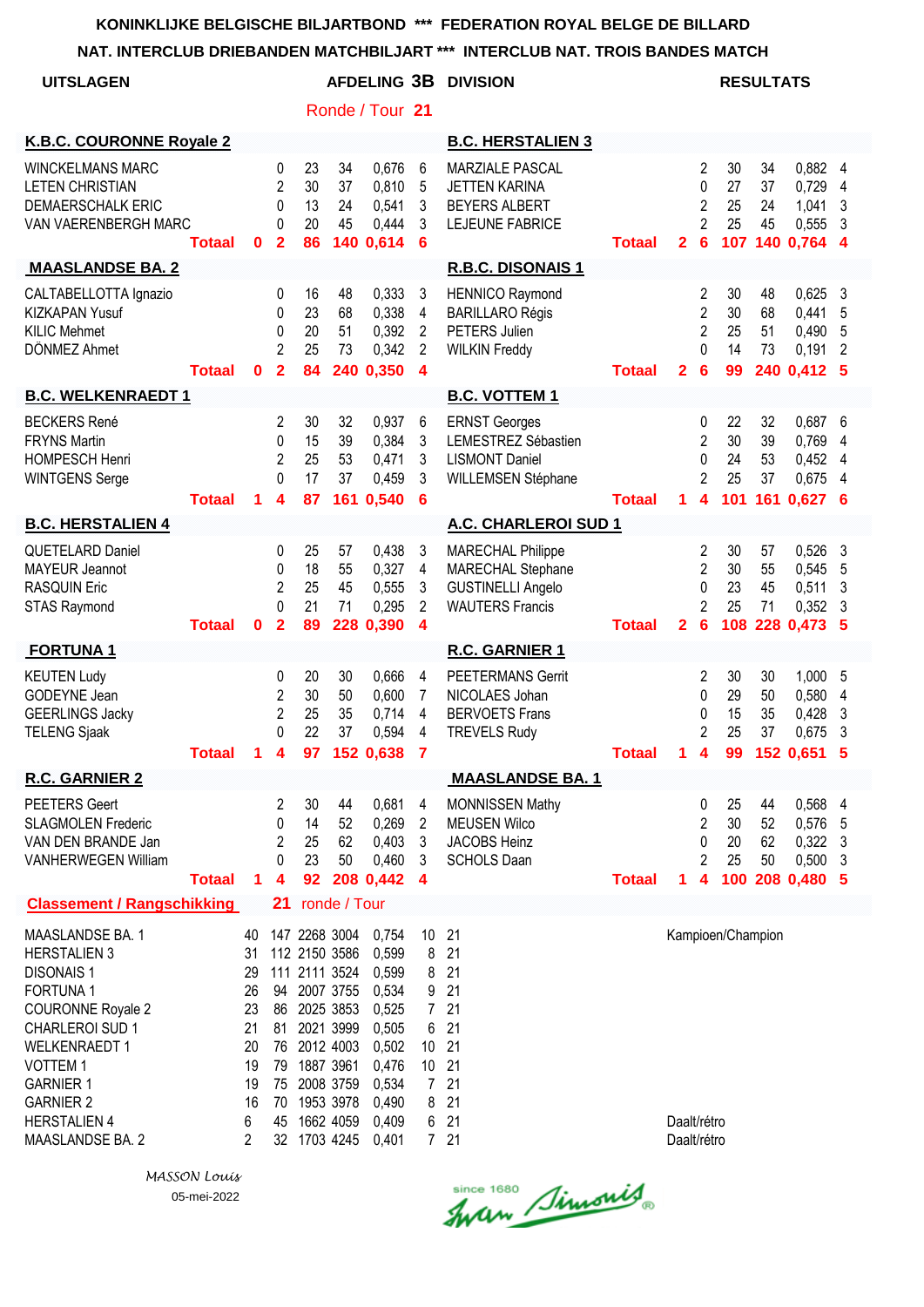KONINKLIJKE BELGISCHE BILJARTBOND *** FEDERATION ROYAL BELGE DE BILLARD

NAT. INTERCLUB DRIEBANDEN MATCHBILJART *** INTERCLUB NAT. TROIS BANDES MATCH

**UITSLAGEN** — **AFDELING 3B DIVISION** — **RESULTATS**

Ronde / Tour **21**

| K.B.C. COURONNE Royale 2 | | | | | | | B.C. HERSTALIEN 3 | | | | | | |
|---|---|---|---|---|---|---|---|---|---|---|---|---|---|
| WINCKELMANS MARC | | 0 | 23 | 34 | 0,676 | 6 | MARZIALE PASCAL | | 2 | 30 | 34 | 0,882 | 4 |
| LETEN CHRISTIAN | | 2 | 30 | 37 | 0,810 | 5 | JETTEN KARINA | | 0 | 27 | 37 | 0,729 | 4 |
| DEMAERSCHALK ERIC | | 0 | 13 | 24 | 0,541 | 3 | BEYERS ALBERT | | 2 | 25 | 24 | 1,041 | 3 |
| VAN VAERENBERGH MARC | | 0 | 20 | 45 | 0,444 | 3 | LEJEUNE FABRICE | | 2 | 25 | 45 | 0,555 | 3 |
| **Totaal** | **0** | **2** | **86** | **140** | **0,614** | **6** | **Totaal** | **2** | **6** | **107** | **140** | **0,764** | **4** |

| MAASLANDSE BA. 2 | | | | | | | R.B.C. DISONAIS 1 | | | | | | |
|---|---|---|---|---|---|---|---|---|---|---|---|---|---|
| CALTABELLOTTA Ignazio | | 0 | 16 | 48 | 0,333 | 3 | HENNICO Raymond | | 2 | 30 | 48 | 0,625 | 3 |
| KIZKAPAN Yusuf | | 0 | 23 | 68 | 0,338 | 4 | BARILLARO Régis | | 2 | 30 | 68 | 0,441 | 5 |
| KILIC Mehmet | | 0 | 20 | 51 | 0,392 | 2 | PETERS Julien | | 2 | 25 | 51 | 0,490 | 5 |
| DÖNMEZ Ahmet | | 2 | 25 | 73 | 0,342 | 2 | WILKIN Freddy | | 0 | 14 | 73 | 0,191 | 2 |
| **Totaal** | **0** | **2** | **84** | **240** | **0,350** | **4** | **Totaal** | **2** | **6** | **99** | **240** | **0,412** | **5** |

| B.C. WELKENRAEDT 1 | | | | | | | B.C. VOTTEM 1 | | | | | | |
|---|---|---|---|---|---|---|---|---|---|---|---|---|---|
| BECKERS René | | 2 | 30 | 32 | 0,937 | 6 | ERNST Georges | | 0 | 22 | 32 | 0,687 | 6 |
| FRYNS Martin | | 0 | 15 | 39 | 0,384 | 3 | LEMESTREZ Sébastien | | 2 | 30 | 39 | 0,769 | 4 |
| HOMPESCH Henri | | 2 | 25 | 53 | 0,471 | 3 | LISMONT Daniel | | 0 | 24 | 53 | 0,452 | 4 |
| WINTGENS Serge | | 0 | 17 | 37 | 0,459 | 3 | WILLEMSEN Stéphane | | 2 | 25 | 37 | 0,675 | 4 |
| **Totaal** | **1** | **4** | **87** | **161** | **0,540** | **6** | **Totaal** | **1** | **4** | **101** | **161** | **0,627** | **6** |

| B.C. HERSTALIEN 4 | | | | | | | A.C. CHARLEROI SUD 1 | | | | | | |
|---|---|---|---|---|---|---|---|---|---|---|---|---|---|
| QUETELARD Daniel | | 0 | 25 | 57 | 0,438 | 3 | MARECHAL Philippe | | 2 | 30 | 57 | 0,526 | 3 |
| MAYEUR Jeannot | | 0 | 18 | 55 | 0,327 | 4 | MARECHAL Stephane | | 2 | 30 | 55 | 0,545 | 5 |
| RASQUIN Eric | | 2 | 25 | 45 | 0,555 | 3 | GUSTINELLI Angelo | | 0 | 23 | 45 | 0,511 | 3 |
| STAS Raymond | | 0 | 21 | 71 | 0,295 | 2 | WAUTERS Francis | | 2 | 25 | 71 | 0,352 | 3 |
| **Totaal** | **0** | **2** | **89** | **228** | **0,390** | **4** | **Totaal** | **2** | **6** | **108** | **228** | **0,473** | **5** |

| FORTUNA 1 | | | | | | | R.C. GARNIER 1 | | | | | | |
|---|---|---|---|---|---|---|---|---|---|---|---|---|---|
| KEUTEN Ludy | | 0 | 20 | 30 | 0,666 | 4 | PEETERMANS Gerrit | | 2 | 30 | 30 | 1,000 | 5 |
| GODEYNE Jean | | 2 | 30 | 50 | 0,600 | 7 | NICOLAES Johan | | 0 | 29 | 50 | 0,580 | 4 |
| GEERLINGS Jacky | | 2 | 25 | 35 | 0,714 | 4 | BERVOETS Frans | | 0 | 15 | 35 | 0,428 | 3 |
| TELENG Sjaak | | 0 | 22 | 37 | 0,594 | 4 | TREVELS Rudy | | 2 | 25 | 37 | 0,675 | 3 |
| **Totaal** | **1** | **4** | **97** | **152** | **0,638** | **7** | **Totaal** | **1** | **4** | **99** | **152** | **0,651** | **5** |

| R.C. GARNIER 2 | | | | | | | MAASLANDSE BA. 1 | | | | | | |
|---|---|---|---|---|---|---|---|---|---|---|---|---|---|
| PEETERS Geert | | 2 | 30 | 44 | 0,681 | 4 | MONNISSEN Mathy | | 0 | 25 | 44 | 0,568 | 4 |
| SLAGMOLEN Frederic | | 0 | 14 | 52 | 0,269 | 2 | MEUSEN Wilco | | 2 | 30 | 52 | 0,576 | 5 |
| VAN DEN BRANDE Jan | | 2 | 25 | 62 | 0,403 | 3 | JACOBS Heinz | | 0 | 20 | 62 | 0,322 | 3 |
| VANHERWEGEN William | | 0 | 23 | 50 | 0,460 | 3 | SCHOLS Daan | | 2 | 25 | 50 | 0,500 | 3 |
| **Totaal** | **1** | **4** | **92** | **208** | **0,442** | **4** | **Totaal** | **1** | **4** | **100** | **208** | **0,480** | **5** |

**Classement / Rangschikking** — **21** ronde / Tour

| | | | | | | | | |
|---|---|---|---|---|---|---|---|---|
| MAASLANDSE BA. 1 | 40 | 147 | 2268 | 3004 | 0,754 | 10 | 21 | Kampioen/Champion |
| HERSTALIEN 3 | 31 | 112 | 2150 | 3586 | 0,599 | 8 | 21 | |
| DISONAIS 1 | 29 | 111 | 2111 | 3524 | 0,599 | 8 | 21 | |
| FORTUNA 1 | 26 | 94 | 2007 | 3755 | 0,534 | 9 | 21 | |
| COURONNE Royale 2 | 23 | 86 | 2025 | 3853 | 0,525 | 7 | 21 | |
| CHARLEROI SUD 1 | 21 | 81 | 2021 | 3999 | 0,505 | 6 | 21 | |
| WELKENRAEDT 1 | 20 | 76 | 2012 | 4003 | 0,502 | 10 | 21 | |
| VOTTEM 1 | 19 | 79 | 1887 | 3961 | 0,476 | 10 | 21 | |
| GARNIER 1 | 19 | 75 | 2008 | 3759 | 0,534 | 7 | 21 | |
| GARNIER 2 | 16 | 70 | 1953 | 3978 | 0,490 | 8 | 21 | |
| HERSTALIEN 4 | 6 | 45 | 1662 | 4059 | 0,409 | 6 | 21 | Daalt/rétro |
| MAASLANDSE BA. 2 | 2 | 32 | 1703 | 4245 | 0,401 | 7 | 21 | Daalt/rétro |

*MASSON Louis*

05-mei-2022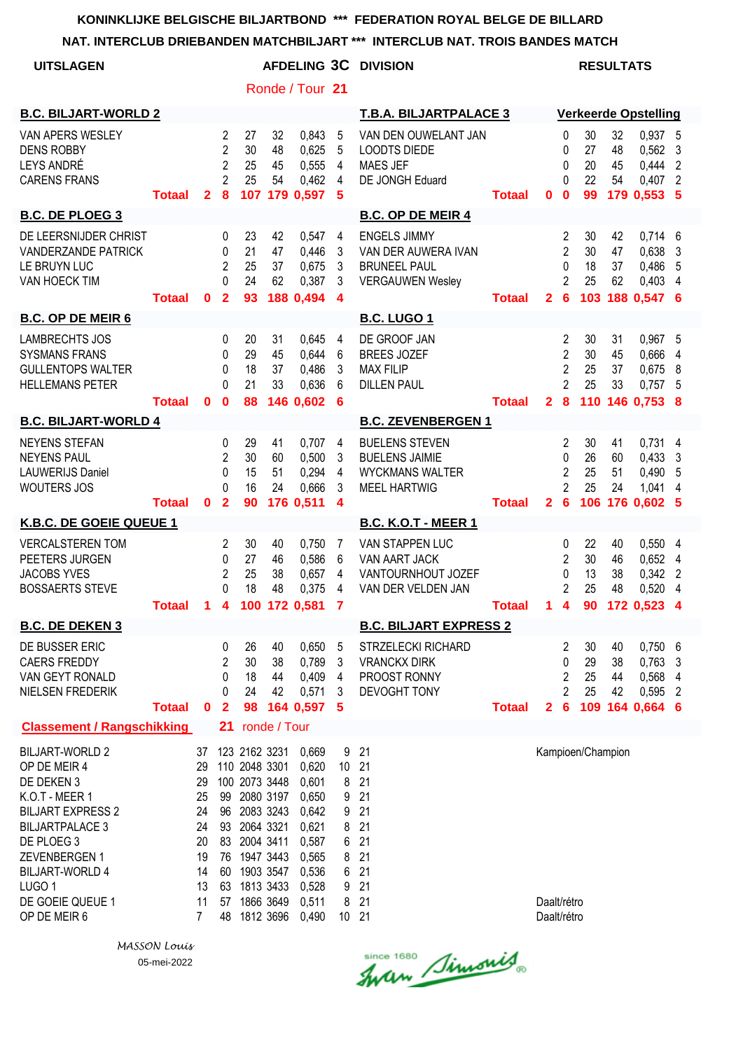**KONINKLIJKE BELGISCHE BILJARTBOND \*\*\* FEDERATION ROYAL BELGE DE BILLARD**

**NAT. INTERCLUB DRIEBANDEN MATCHBILJART \*\*\* INTERCLUB NAT. TROIS BANDES MATCH**

**UITSLAGEN** | **AFDELING 3C DIVISION** | **RESULTATS**

Ronde / Tour **21**

| **B.C. BILJART-WORLD 2** | | | | | | | **T.B.A. BILJARTPALACE 3** | **Verkeerde Opstelling** | | | | | |
|---|---|---|---|---|---|---|---|---|---|---|---|---|---|
| VAN APERS WESLEY | | 2 | 27 | 32 | 0,843 | 5 | VAN DEN OUWELANT JAN | | 0 | 30 | 32 | 0,937 | 5 |
| DENS ROBBY | | 2 | 30 | 48 | 0,625 | 5 | LOODTS DIEDE | | 0 | 27 | 48 | 0,562 | 3 |
| LEYS ANDRÉ | | 2 | 25 | 45 | 0,555 | 4 | MAES JEF | | 0 | 20 | 45 | 0,444 | 2 |
| CARENS FRANS | | 2 | 25 | 54 | 0,462 | 4 | DE JONGH Eduard | | 0 | 22 | 54 | 0,407 | 2 |
| **Totaal** | **2** | **8** | **107** | **179** | **0,597** | **5** | **Totaal** | **0** | **0** | **99** | **179** | **0,553** | **5** |
| **B.C. DE PLOEG 3** | | | | | | | **B.C. OP DE MEIR 4** | | | | | | |
| DE LEERSNIJDER CHRIST | | 0 | 23 | 42 | 0,547 | 4 | ENGELS JIMMY | | 2 | 30 | 42 | 0,714 | 6 |
| VANDERZANDE PATRICK | | 0 | 21 | 47 | 0,446 | 3 | VAN DER AUWERA IVAN | | 2 | 30 | 47 | 0,638 | 3 |
| LE BRUYN LUC | | 2 | 25 | 37 | 0,675 | 3 | BRUNEEL PAUL | | 0 | 18 | 37 | 0,486 | 5 |
| VAN HOECK TIM | | 0 | 24 | 62 | 0,387 | 3 | VERGAUWEN Wesley | | 2 | 25 | 62 | 0,403 | 4 |
| **Totaal** | **0** | **2** | **93** | **188** | **0,494** | **4** | **Totaal** | **2** | **6** | **103** | **188** | **0,547** | **6** |
| **B.C. OP DE MEIR 6** | | | | | | | **B.C. LUGO 1** | | | | | | |
| LAMBRECHTS JOS | | 0 | 20 | 31 | 0,645 | 4 | DE GROOF JAN | | 2 | 30 | 31 | 0,967 | 5 |
| SYSMANS FRANS | | 0 | 29 | 45 | 0,644 | 6 | BREES JOZEF | | 2 | 30 | 45 | 0,666 | 4 |
| GULLENTOPS WALTER | | 0 | 18 | 37 | 0,486 | 3 | MAX FILIP | | 2 | 25 | 37 | 0,675 | 8 |
| HELLEMANS PETER | | 0 | 21 | 33 | 0,636 | 6 | DILLEN PAUL | | 2 | 25 | 33 | 0,757 | 5 |
| **Totaal** | **0** | **0** | **88** | **146** | **0,602** | **6** | **Totaal** | **2** | **8** | **110** | **146** | **0,753** | **8** |
| **B.C. BILJART-WORLD 4** | | | | | | | **B.C. ZEVENBERGEN 1** | | | | | | |
| NEYENS STEFAN | | 0 | 29 | 41 | 0,707 | 4 | BUELENS STEVEN | | 2 | 30 | 41 | 0,731 | 4 |
| NEYENS PAUL | | 2 | 30 | 60 | 0,500 | 3 | BUELENS JAIMIE | | 0 | 26 | 60 | 0,433 | 3 |
| LAUWERIJS Daniel | | 0 | 15 | 51 | 0,294 | 4 | WYCKMANS WALTER | | 2 | 25 | 51 | 0,490 | 5 |
| WOUTERS JOS | | 0 | 16 | 24 | 0,666 | 3 | MEEL HARTWIG | | 2 | 25 | 24 | 1,041 | 4 |
| **Totaal** | **0** | **2** | **90** | **176** | **0,511** | **4** | **Totaal** | **2** | **6** | **106** | **176** | **0,602** | **5** |
| **K.B.C. DE GOEIE QUEUE 1** | | | | | | | **B.C. K.O.T - MEER 1** | | | | | | |
| VERCALSTEREN TOM | | 2 | 30 | 40 | 0,750 | 7 | VAN STAPPEN LUC | | 0 | 22 | 40 | 0,550 | 4 |
| PEETERS JURGEN | | 0 | 27 | 46 | 0,586 | 6 | VAN AART JACK | | 2 | 30 | 46 | 0,652 | 4 |
| JACOBS YVES | | 2 | 25 | 38 | 0,657 | 4 | VANTOURNHOUT JOZEF | | 0 | 13 | 38 | 0,342 | 2 |
| BOSSAERTS STEVE | | 0 | 18 | 48 | 0,375 | 4 | VAN DER VELDEN JAN | | 2 | 25 | 48 | 0,520 | 4 |
| **Totaal** | **1** | **4** | **100** | **172** | **0,581** | **7** | **Totaal** | **1** | **4** | **90** | **172** | **0,523** | **4** |
| **B.C. DE DEKEN 3** | | | | | | | **B.C. BILJART EXPRESS 2** | | | | | | |
| DE BUSSER ERIC | | 0 | 26 | 40 | 0,650 | 5 | STRZELECKI RICHARD | | 2 | 30 | 40 | 0,750 | 6 |
| CAERS FREDDY | | 2 | 30 | 38 | 0,789 | 3 | VRANCKX DIRK | | 0 | 29 | 38 | 0,763 | 3 |
| VAN GEYT RONALD | | 0 | 18 | 44 | 0,409 | 4 | PROOST RONNY | | 2 | 25 | 44 | 0,568 | 4 |
| NIELSEN FREDERIK | | 0 | 24 | 42 | 0,571 | 3 | DEVOGHT TONY | | 2 | 25 | 42 | 0,595 | 2 |
| **Totaal** | **0** | **2** | **98** | **164** | **0,597** | **5** | **Totaal** | **2** | **6** | **109** | **164** | **0,664** | **6** |

**Classement / Rangschikking** **21** ronde / Tour

| | | | | | | | | |
|---|---|---|---|---|---|---|---|---|
| BILJART-WORLD 2 | 37 | 123 | 2162 | 3231 | 0,669 | 9 | 21 | Kampioen/Champion |
| OP DE MEIR 4 | 29 | 110 | 2048 | 3301 | 0,620 | 10 | 21 | |
| DE DEKEN 3 | 29 | 100 | 2073 | 3448 | 0,601 | 8 | 21 | |
| K.O.T - MEER 1 | 25 | 99 | 2080 | 3197 | 0,650 | 9 | 21 | |
| BILJART EXPRESS 2 | 24 | 96 | 2083 | 3243 | 0,642 | 9 | 21 | |
| BILJARTPALACE 3 | 24 | 93 | 2064 | 3321 | 0,621 | 8 | 21 | |
| DE PLOEG 3 | 20 | 83 | 2004 | 3411 | 0,587 | 6 | 21 | |
| ZEVENBERGEN 1 | 19 | 76 | 1947 | 3443 | 0,565 | 8 | 21 | |
| BILJART-WORLD 4 | 14 | 60 | 1903 | 3547 | 0,536 | 6 | 21 | |
| LUGO 1 | 13 | 63 | 1813 | 3433 | 0,528 | 9 | 21 | |
| DE GOEIE QUEUE 1 | 11 | 57 | 1866 | 3649 | 0,511 | 8 | 21 | Daalt/rétro |
| OP DE MEIR 6 | 7 | 48 | 1812 | 3696 | 0,490 | 10 | 21 | Daalt/rétro |

*MASSON Louis*

05-mei-2022

since 1680 Ivan Simonis®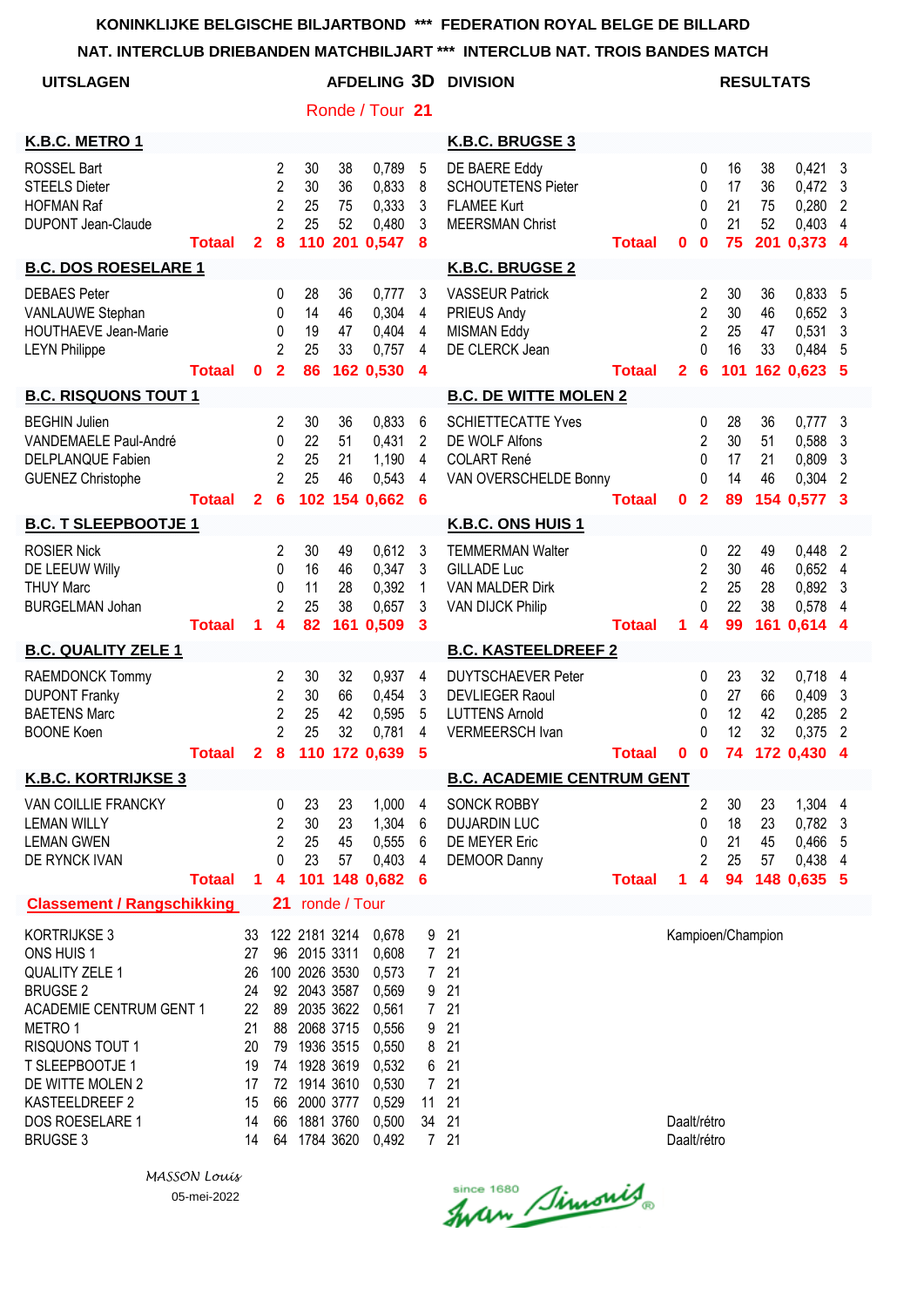**KONINKLIJKE BELGISCHE BILJARTBOND \*\*\* FEDERATION ROYAL BELGE DE BILLARD**

**NAT. INTERCLUB DRIEBANDEN MATCHBILJART \*\*\* INTERCLUB NAT. TROIS BANDES MATCH**

**UITSLAGEN** — **AFDELING 3D DIVISION** — **RESULTATS**

Ronde / Tour **21**

| K.B.C. METRO 1 | | | | | | | | K.B.C. BRUGGE 3 | | | | | | | |
|---|---|---|---|---|---|---|---|---|---|---|---|---|---|---|---|
| ROSSEL Bart | | 2 | 30 | 38 | 0,789 | 5 | | DE BAERE Eddy | | 0 | 16 | 38 | 0,421 | 3 | |
| STEELS Dieter | | 2 | 30 | 36 | 0,833 | 8 | | SCHOUTETENS Pieter | | 0 | 17 | 36 | 0,472 | 3 | |
| HOFMAN Raf | | 2 | 25 | 75 | 0,333 | 3 | | FLAMEE Kurt | | 0 | 21 | 75 | 0,280 | 2 | |
| DUPONT Jean-Claude | | 2 | 25 | 52 | 0,480 | 3 | | MEERSMAN Christ | | 0 | 21 | 52 | 0,403 | 4 | |
| **Totaal** | **2** | **8** | **110** | **201** | **0,547** | **8** | | **Totaal** | **0** | **0** | **75** | **201** | **0,373** | **4** | |

| B.C. DOS ROESELARE 1 | | | | | | | | K.B.C. BRUGGE 2 | | | | | | | |
|---|---|---|---|---|---|---|---|---|---|---|---|---|---|---|---|
| DEBAES Peter | | 0 | 28 | 36 | 0,777 | 3 | | VASSEUR Patrick | | 2 | 30 | 36 | 0,833 | 5 | |
| VANLAUWE Stephan | | 0 | 14 | 46 | 0,304 | 4 | | PRIEUS Andy | | 2 | 30 | 46 | 0,652 | 3 | |
| HOUTHAEVE Jean-Marie | | 0 | 19 | 47 | 0,404 | 4 | | MISMAN Eddy | | 2 | 25 | 47 | 0,531 | 3 | |
| LEYN Philippe | | 2 | 25 | 33 | 0,757 | 4 | | DE CLERCK Jean | | 0 | 16 | 33 | 0,484 | 5 | |
| **Totaal** | **0** | **2** | **86** | **162** | **0,530** | **4** | | **Totaal** | **2** | **6** | **101** | **162** | **0,623** | **5** | |

| B.C. RISQUONS TOUT 1 | | | | | | | | B.C. DE WITTE MOLEN 2 | | | | | | | |
|---|---|---|---|---|---|---|---|---|---|---|---|---|---|---|---|
| BEGHIN Julien | | 2 | 30 | 36 | 0,833 | 6 | | SCHIETTECATTE Yves | | 0 | 28 | 36 | 0,777 | 3 | |
| VANDEMAELE Paul-André | | 0 | 22 | 51 | 0,431 | 2 | | DE WOLF Alfons | | 2 | 30 | 51 | 0,588 | 3 | |
| DELPLANQUE Fabien | | 2 | 25 | 21 | 1,190 | 4 | | COLART René | | 0 | 17 | 21 | 0,809 | 3 | |
| GUENEZ Christophe | | 2 | 25 | 46 | 0,543 | 4 | | VAN OVERSCHELDE Bonny | | 0 | 14 | 46 | 0,304 | 2 | |
| **Totaal** | **2** | **6** | **102** | **154** | **0,662** | **6** | | **Totaal** | **0** | **2** | **89** | **154** | **0,577** | **3** | |

| B.C. T SLEEPBOOTJE 1 | | | | | | | | K.B.C. ONS HUIS 1 | | | | | | | |
|---|---|---|---|---|---|---|---|---|---|---|---|---|---|---|---|
| ROSIER Nick | | 2 | 30 | 49 | 0,612 | 3 | | TEMMERMAN Walter | | 0 | 22 | 49 | 0,448 | 2 | |
| DE LEEUW Willy | | 0 | 16 | 46 | 0,347 | 3 | | GILLADE Luc | | 2 | 30 | 46 | 0,652 | 4 | |
| THUY Marc | | 0 | 11 | 28 | 0,392 | 1 | | VAN MALDER Dirk | | 2 | 25 | 28 | 0,892 | 3 | |
| BURGELMAN Johan | | 2 | 25 | 38 | 0,657 | 3 | | VAN DIJCK Philip | | 0 | 22 | 38 | 0,578 | 4 | |
| **Totaal** | **1** | **4** | **82** | **161** | **0,509** | **3** | | **Totaal** | **1** | **4** | **99** | **161** | **0,614** | **4** | |

| B.C. QUALITY ZELE 1 | | | | | | | | B.C. KASTEELDREEF 2 | | | | | | | |
|---|---|---|---|---|---|---|---|---|---|---|---|---|---|---|---|
| RAEMDONCK Tommy | | 2 | 30 | 32 | 0,937 | 4 | | DUYTSCHAEVER Peter | | 0 | 23 | 32 | 0,718 | 4 | |
| DUPONT Franky | | 2 | 30 | 66 | 0,454 | 3 | | DEVLIEGER Raoul | | 0 | 27 | 66 | 0,409 | 3 | |
| BAETENS Marc | | 2 | 25 | 42 | 0,595 | 5 | | LUTTENS Arnold | | 0 | 12 | 42 | 0,285 | 2 | |
| BOONE Koen | | 2 | 25 | 32 | 0,781 | 4 | | VERMEERSCH Ivan | | 0 | 12 | 32 | 0,375 | 2 | |
| **Totaal** | **2** | **8** | **110** | **172** | **0,639** | **5** | | **Totaal** | **0** | **0** | **74** | **172** | **0,430** | **4** | |

| K.B.C. KORTRIJKSE 3 | | | | | | | | B.C. ACADEMIE CENTRUM GENT | | | | | | | |
|---|---|---|---|---|---|---|---|---|---|---|---|---|---|---|---|
| VAN COILLIE FRANCKY | | 0 | 23 | 23 | 1,000 | 4 | | SONCK ROBBY | | 2 | 30 | 23 | 1,304 | 4 | |
| LEMAN WILLY | | 2 | 30 | 23 | 1,304 | 6 | | DUJARDIN LUC | | 0 | 18 | 23 | 0,782 | 3 | |
| LEMAN GWEN | | 2 | 25 | 45 | 0,555 | 6 | | DE MEYER Eric | | 0 | 21 | 45 | 0,466 | 5 | |
| DE RYNCK IVAN | | 0 | 23 | 57 | 0,403 | 4 | | DEMOOR Danny | | 2 | 25 | 57 | 0,438 | 4 | |
| **Totaal** | **1** | **4** | **101** | **148** | **0,682** | **6** | | **Totaal** | **1** | **4** | **94** | **148** | **0,635** | **5** | |

**Classement / Rangschikking** — **21** ronde / Tour

| Team | | | | | | | | |
|---|---|---|---|---|---|---|---|---|
| KORTRIJKSE 3 | 33 | 122 | 2181 | 3214 | 0,678 | 9 | 21 | Kampioen/Champion |
| ONS HUIS 1 | 27 | 96 | 2015 | 3311 | 0,608 | 7 | 21 | |
| QUALITY ZELE 1 | 26 | 100 | 2026 | 3530 | 0,573 | 7 | 21 | |
| BRUGSE 2 | 24 | 92 | 2043 | 3587 | 0,569 | 9 | 21 | |
| ACADEMIE CENTRUM GENT 1 | 22 | 89 | 2035 | 3622 | 0,561 | 7 | 21 | |
| METRO 1 | 21 | 88 | 2068 | 3715 | 0,556 | 9 | 21 | |
| RISQUONS TOUT 1 | 20 | 79 | 1936 | 3515 | 0,550 | 8 | 21 | |
| T SLEEPBOOTJE 1 | 19 | 74 | 1928 | 3619 | 0,532 | 6 | 21 | |
| DE WITTE MOLEN 2 | 17 | 72 | 1914 | 3610 | 0,530 | 7 | 21 | |
| KASTEELDREEF 2 | 15 | 66 | 2000 | 3777 | 0,529 | 11 | 21 | |
| DOS ROESELARE 1 | 14 | 66 | 1881 | 3760 | 0,500 | 34 | 21 | Daalt/rétro |
| BRUGSE 3 | 14 | 64 | 1784 | 3620 | 0,492 | 7 | 21 | Daalt/rétro |

*MASSON Louis*

05-mei-2022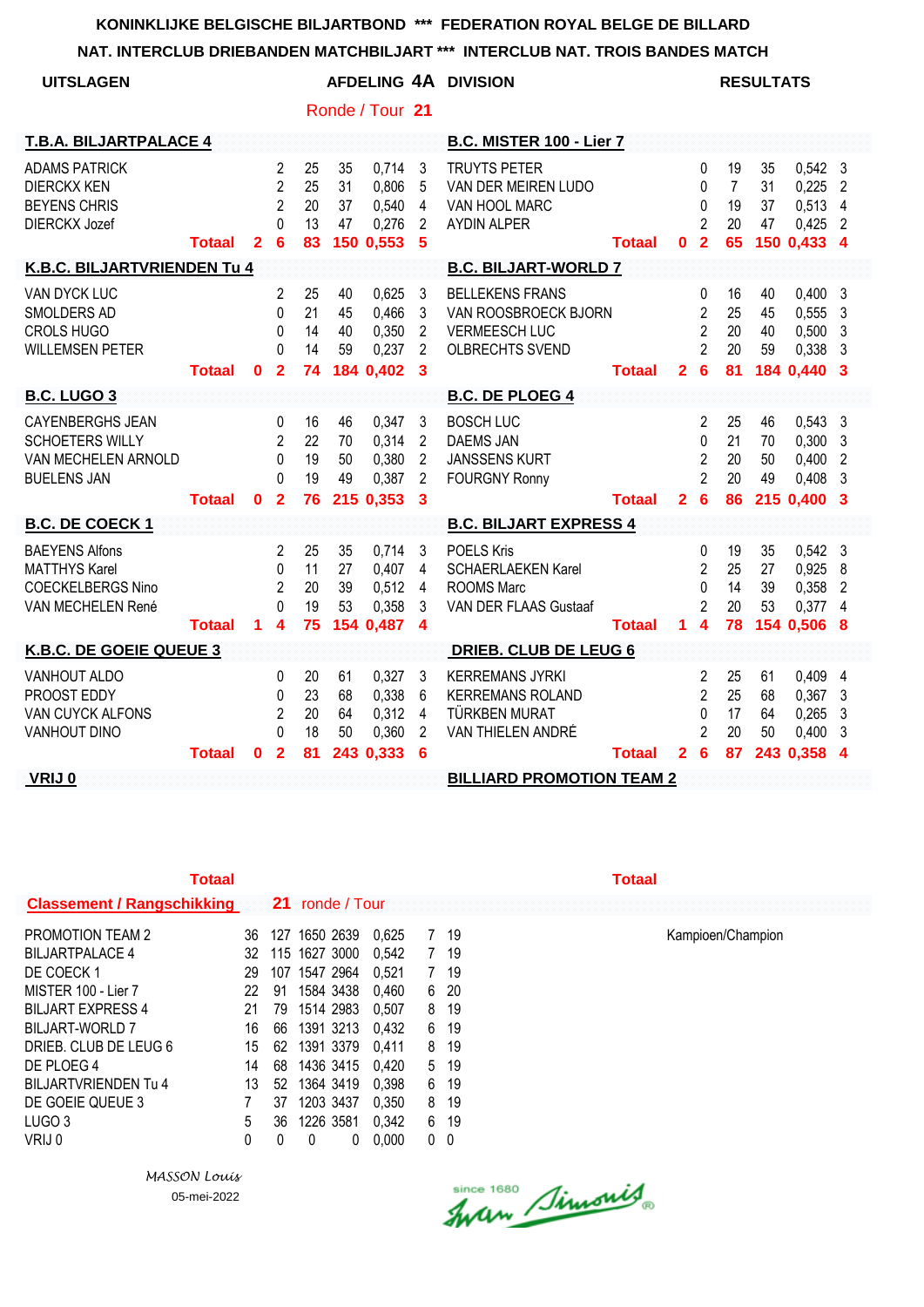**KONINKLIJKE BELGISCHE BILJARTBOND \*\*\* FEDERATION ROYAL BELGE DE BILLARD**

**NAT. INTERCLUB DRIEBANDEN MATCHBILJART \*\*\* INTERCLUB NAT. TROIS BANDES MATCH**

**UITSLAGEN** — **AFDELING 4A DIVISION** — **RESULTATS**

Ronde / Tour **21**

| T.B.A. BILJARTPALACE 4 | | | | | | | B.C. MISTER 100 - Lier 7 | | | | | | |
|---|---|---|---|---|---|---|---|---|---|---|---|---|---|
| ADAMS PATRICK | | 2 | 25 | 35 | 0,714 | 3 | TRUYTS PETER | | 0 | 19 | 35 | 0,542 | 3 |
| DIERCKX KEN | | 2 | 25 | 31 | 0,806 | 5 | VAN DER MEIREN LUDO | | 0 | 7 | 31 | 0,225 | 2 |
| BEYENS CHRIS | | 2 | 20 | 37 | 0,540 | 4 | VAN HOOL MARC | | 0 | 19 | 37 | 0,513 | 4 |
| DIERCKX Jozef | | 0 | 13 | 47 | 0,276 | 2 | AYDIN ALPER | | 2 | 20 | 47 | 0,425 | 2 |
| **Totaal** | **2** | **6** | **83** | **150** | **0,553** | **5** | **Totaal** | **0** | **2** | **65** | **150** | **0,433** | **4** |

| K.B.C. BILJARTVRIENDEN Tu 4 | | | | | | | B.C. BILJART-WORLD 7 | | | | | | |
|---|---|---|---|---|---|---|---|---|---|---|---|---|---|
| VAN DYCK LUC | | 2 | 25 | 40 | 0,625 | 3 | BELLEKENS FRANS | | 0 | 16 | 40 | 0,400 | 3 |
| SMOLDERS AD | | 0 | 21 | 45 | 0,466 | 3 | VAN ROOSBROECK BJORN | | 2 | 25 | 45 | 0,555 | 3 |
| CROLS HUGO | | 0 | 14 | 40 | 0,350 | 2 | VERMEESCH LUC | | 2 | 20 | 40 | 0,500 | 3 |
| WILLEMSEN PETER | | 0 | 14 | 59 | 0,237 | 2 | OLBRECHTS SVEND | | 2 | 20 | 59 | 0,338 | 3 |
| **Totaal** | **0** | **2** | **74** | **184** | **0,402** | **3** | **Totaal** | **2** | **6** | **81** | **184** | **0,440** | **3** |

| B.C. LUGO 3 | | | | | | | B.C. DE PLOEG 4 | | | | | | |
|---|---|---|---|---|---|---|---|---|---|---|---|---|---|
| CAYENBERGHS JEAN | | 0 | 16 | 46 | 0,347 | 3 | BOSCH LUC | | 2 | 25 | 46 | 0,543 | 3 |
| SCHOETERS WILLY | | 2 | 22 | 70 | 0,314 | 2 | DAEMS JAN | | 0 | 21 | 70 | 0,300 | 3 |
| VAN MECHELEN ARNOLD | | 0 | 19 | 50 | 0,380 | 2 | JANSSENS KURT | | 2 | 20 | 50 | 0,400 | 2 |
| BUELENS JAN | | 0 | 19 | 49 | 0,387 | 2 | FOURGNY Ronny | | 2 | 20 | 49 | 0,408 | 3 |
| **Totaal** | **0** | **2** | **76** | **215** | **0,353** | **3** | **Totaal** | **2** | **6** | **86** | **215** | **0,400** | **3** |

| B.C. DE COECK 1 | | | | | | | B.C. BILJART EXPRESS 4 | | | | | | |
|---|---|---|---|---|---|---|---|---|---|---|---|---|---|
| BAEYENS Alfons | | 2 | 25 | 35 | 0,714 | 3 | POELS Kris | | 0 | 19 | 35 | 0,542 | 3 |
| MATTHYS Karel | | 0 | 11 | 27 | 0,407 | 4 | SCHAERLAEKEN Karel | | 2 | 25 | 27 | 0,925 | 8 |
| COECKELBERGS Nino | | 2 | 20 | 39 | 0,512 | 4 | ROOMS Marc | | 0 | 14 | 39 | 0,358 | 2 |
| VAN MECHELEN René | | 0 | 19 | 53 | 0,358 | 3 | VAN DER FLAAS Gustaaf | | 2 | 20 | 53 | 0,377 | 4 |
| **Totaal** | **1** | **4** | **75** | **154** | **0,487** | **4** | **Totaal** | **1** | **4** | **78** | **154** | **0,506** | **8** |

| K.B.C. DE GOEIE QUEUE 3 | | | | | | | DRIEB. CLUB DE LEUG 6 | | | | | | |
|---|---|---|---|---|---|---|---|---|---|---|---|---|---|
| VANHOUT ALDO | | 0 | 20 | 61 | 0,327 | 3 | KERREMANS JYRKI | | 2 | 25 | 61 | 0,409 | 4 |
| PROOST EDDY | | 0 | 23 | 68 | 0,338 | 6 | KERREMANS ROLAND | | 2 | 25 | 68 | 0,367 | 3 |
| VAN CUYCK ALFONS | | 2 | 20 | 64 | 0,312 | 4 | TÜRKBEN MURAT | | 0 | 17 | 64 | 0,265 | 3 |
| VANHOUT DINO | | 0 | 18 | 50 | 0,360 | 2 | VAN THIELEN ANDRÉ | | 2 | 20 | 50 | 0,400 | 3 |
| **Totaal** | **0** | **2** | **81** | **243** | **0,333** | **6** | **Totaal** | **2** | **6** | **87** | **243** | **0,358** | **4** |

**VRIJ 0** — **BILLIARD PROMOTION TEAM 2**

**Classement / Rangschikking** — **21** ronde / Tour

| | | | | | | | | |
|---|---|---|---|---|---|---|---|---|
| PROMOTION TEAM 2 | 36 | 127 | 1650 | 2639 | 0,625 | 7 | 19 | Kampioen/Champion |
| BILJARTPALACE 4 | 32 | 115 | 1627 | 3000 | 0,542 | 7 | 19 | |
| DE COECK 1 | 29 | 107 | 1547 | 2964 | 0,521 | 7 | 19 | |
| MISTER 100 - Lier 7 | 22 | 91 | 1584 | 3438 | 0,460 | 6 | 20 | |
| BILJART EXPRESS 4 | 21 | 79 | 1514 | 2983 | 0,507 | 8 | 19 | |
| BILJART-WORLD 7 | 16 | 66 | 1391 | 3213 | 0,432 | 6 | 19 | |
| DRIEB. CLUB DE LEUG 6 | 15 | 62 | 1391 | 3379 | 0,411 | 8 | 19 | |
| DE PLOEG 4 | 14 | 68 | 1436 | 3415 | 0,420 | 5 | 19 | |
| BILJARTVRIENDEN Tu 4 | 13 | 52 | 1364 | 3419 | 0,398 | 6 | 19 | |
| DE GOEIE QUEUE 3 | 7 | 37 | 1203 | 3437 | 0,350 | 8 | 19 | |
| LUGO 3 | 5 | 36 | 1226 | 3581 | 0,342 | 6 | 19 | |
| VRIJ 0 | 0 | 0 | 0 | 0 | 0,000 | 0 | 0 | |

*MASSON Louis*

05-mei-2022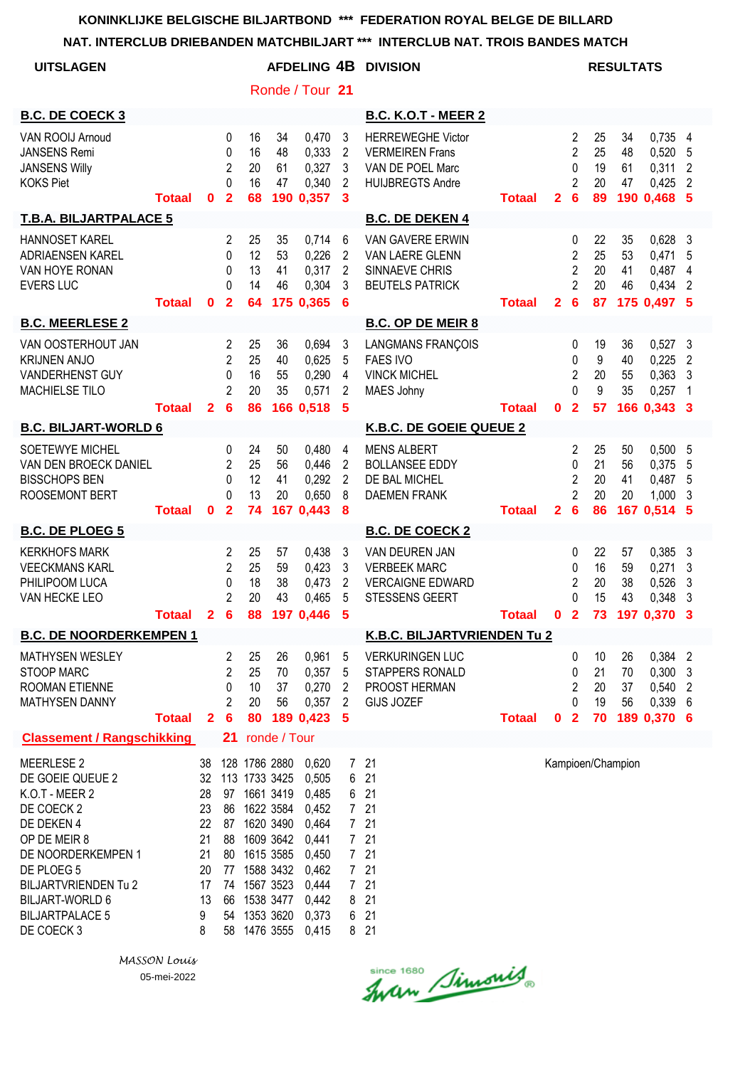**KONINKLIJKE BELGISCHE BILJARTBOND \*\*\* FEDERATION ROYAL BELGE DE BILLARD**

**NAT. INTERCLUB DRIEBANDEN MATCHBILJART \*\*\* INTERCLUB NAT. TROIS BANDES MATCH**

**UITSLAGEN** — **AFDELING 4B DIVISION** — **RESULTATS**

Ronde / Tour **21**

| B.C. DE COECK 3 | | | | | | | B.C. K.O.T - MEER 2 | | | | | | |
|---|---|---|---|---|---|---|---|---|---|---|---|---|---|
| VAN ROOIJ Arnoud | 0 | 16 | 34 | 0,470 | 3 | | HERREWEGHE Victor | 2 | 25 | 34 | 0,735 | 4 | |
| JANSENS Remi | 0 | 16 | 48 | 0,333 | 2 | | VERMEIREN Frans | 2 | 25 | 48 | 0,520 | 5 | |
| JANSENS Willy | 2 | 20 | 61 | 0,327 | 3 | | VAN DE POEL Marc | 0 | 19 | 61 | 0,311 | 2 | |
| KOKS Piet | 0 | 16 | 47 | 0,340 | 2 | | HUIJBREGTS Andre | 2 | 20 | 47 | 0,425 | 2 | |
| **Totaal 0** | **2** | **68** | **190** | **0,357** | **3** | | **Totaal 2** | **6** | **89** | **190** | **0,468** | **5** | |

| T.B.A. BILJARTPALACE 5 | | | | | | | B.C. DE DEKEN 4 | | | | | | |
|---|---|---|---|---|---|---|---|---|---|---|---|---|---|
| HANNOSET KAREL | 2 | 25 | 35 | 0,714 | 6 | | VAN GAVERE ERWIN | 0 | 22 | 35 | 0,628 | 3 | |
| ADRIAENSEN KAREL | 0 | 12 | 53 | 0,226 | 2 | | VAN LAERE GLENN | 2 | 25 | 53 | 0,471 | 5 | |
| VAN HOYE RONAN | 0 | 13 | 41 | 0,317 | 2 | | SINNAEVE CHRIS | 2 | 20 | 41 | 0,487 | 4 | |
| EVERS LUC | 0 | 14 | 46 | 0,304 | 3 | | BEUTELS PATRICK | 2 | 20 | 46 | 0,434 | 2 | |
| **Totaal 0** | **2** | **64** | **175** | **0,365** | **6** | | **Totaal 2** | **6** | **87** | **175** | **0,497** | **5** | |

| B.C. MEERLESE 2 | | | | | | | B.C. OP DE MEIR 8 | | | | | | |
|---|---|---|---|---|---|---|---|---|---|---|---|---|---|
| VAN OOSTERHOUT JAN | 2 | 25 | 36 | 0,694 | 3 | | LANGMANS FRANÇOIS | 0 | 19 | 36 | 0,527 | 3 | |
| KRIJNEN ANJO | 2 | 25 | 40 | 0,625 | 5 | | FAES IVO | 0 | 9 | 40 | 0,225 | 2 | |
| VANDERHENST GUY | 0 | 16 | 55 | 0,290 | 4 | | VINCK MICHEL | 2 | 20 | 55 | 0,363 | 3 | |
| MACHIELSE TILO | 2 | 20 | 35 | 0,571 | 2 | | MAES Johny | 0 | 9 | 35 | 0,257 | 1 | |
| **Totaal 2** | **6** | **86** | **166** | **0,518** | **5** | | **Totaal 0** | **2** | **57** | **166** | **0,343** | **3** | |

| B.C. BILJART-WORLD 6 | | | | | | | K.B.C. DE GOEIE QUEUE 2 | | | | | | |
|---|---|---|---|---|---|---|---|---|---|---|---|---|---|
| SOETEWYE MICHEL | 0 | 24 | 50 | 0,480 | 4 | | MENS ALBERT | 2 | 25 | 50 | 0,500 | 5 | |
| VAN DEN BROECK DANIEL | 2 | 25 | 56 | 0,446 | 2 | | BOLLANSEE EDDY | 0 | 21 | 56 | 0,375 | 5 | |
| BISSCHOPS BEN | 0 | 12 | 41 | 0,292 | 2 | | DE BAL MICHEL | 2 | 20 | 41 | 0,487 | 5 | |
| ROOSEMONT BERT | 0 | 13 | 20 | 0,650 | 8 | | DAEMEN FRANK | 2 | 20 | 20 | 1,000 | 3 | |
| **Totaal 0** | **2** | **74** | **167** | **0,443** | **8** | | **Totaal 2** | **6** | **86** | **167** | **0,514** | **5** | |

| B.C. DE PLOEG 5 | | | | | | | B.C. DE COECK 2 | | | | | | |
|---|---|---|---|---|---|---|---|---|---|---|---|---|---|
| KERKHOFS MARK | 2 | 25 | 57 | 0,438 | 3 | | VAN DEUREN JAN | 0 | 22 | 57 | 0,385 | 3 | |
| VEECKMANS KARL | 2 | 25 | 59 | 0,423 | 3 | | VERBEEK MARC | 0 | 16 | 59 | 0,271 | 3 | |
| PHILIPOOM LUCA | 0 | 18 | 38 | 0,473 | 2 | | VERCAIGNE EDWARD | 2 | 20 | 38 | 0,526 | 3 | |
| VAN HECKE LEO | 2 | 20 | 43 | 0,465 | 5 | | STESSENS GEERT | 0 | 15 | 43 | 0,348 | 3 | |
| **Totaal 2** | **6** | **88** | **197** | **0,446** | **5** | | **Totaal 0** | **2** | **73** | **197** | **0,370** | **3** | |

| B.C. DE NOORDERKEMPEN 1 | | | | | | | K.B.C. BILJARTVRIENDEN Tu 2 | | | | | | |
|---|---|---|---|---|---|---|---|---|---|---|---|---|---|
| MATHYSEN WESLEY | 2 | 25 | 26 | 0,961 | 5 | | VERKURINGEN LUC | 0 | 10 | 26 | 0,384 | 2 | |
| STOOP MARC | 2 | 25 | 70 | 0,357 | 5 | | STAPPERS RONALD | 0 | 21 | 70 | 0,300 | 3 | |
| ROOMAN ETIENNE | 0 | 10 | 37 | 0,270 | 2 | | PROOST HERMAN | 2 | 20 | 37 | 0,540 | 2 | |
| MATHYSEN DANNY | 2 | 20 | 56 | 0,357 | 2 | | GIJS JOZEF | 0 | 19 | 56 | 0,339 | 6 | |
| **Totaal 2** | **6** | **80** | **189** | **0,423** | **5** | | **Totaal 0** | **2** | **70** | **189** | **0,370** | **6** | |

**Classement / Rangschikking** **21** ronde / Tour

| | | | | | | | | |
|---|---|---|---|---|---|---|---|---|
| MEERLESE 2 | 38 | 128 | 1786 | 2880 | 0,620 | 7 | 21 | Kampioen/Champion |
| DE GOEIE QUEUE 2 | 32 | 113 | 1733 | 3425 | 0,505 | 6 | 21 | |
| K.O.T - MEER 2 | 28 | 97 | 1661 | 3419 | 0,485 | 6 | 21 | |
| DE COECK 2 | 23 | 86 | 1622 | 3584 | 0,452 | 7 | 21 | |
| DE DEKEN 4 | 22 | 87 | 1620 | 3490 | 0,464 | 7 | 21 | |
| OP DE MEIR 8 | 21 | 88 | 1609 | 3642 | 0,441 | 7 | 21 | |
| DE NOORDERKEMPEN 1 | 21 | 80 | 1615 | 3585 | 0,450 | 7 | 21 | |
| DE PLOEG 5 | 20 | 77 | 1588 | 3432 | 0,462 | 7 | 21 | |
| BILJARTVRIENDEN Tu 2 | 17 | 74 | 1567 | 3523 | 0,444 | 7 | 21 | |
| BILJART-WORLD 6 | 13 | 66 | 1538 | 3477 | 0,442 | 8 | 21 | |
| BILJARTPALACE 5 | 9 | 54 | 1353 | 3620 | 0,373 | 6 | 21 | |
| DE COECK 3 | 8 | 58 | 1476 | 3555 | 0,415 | 8 | 21 | |

*MASSON Louis*

05-mei-2022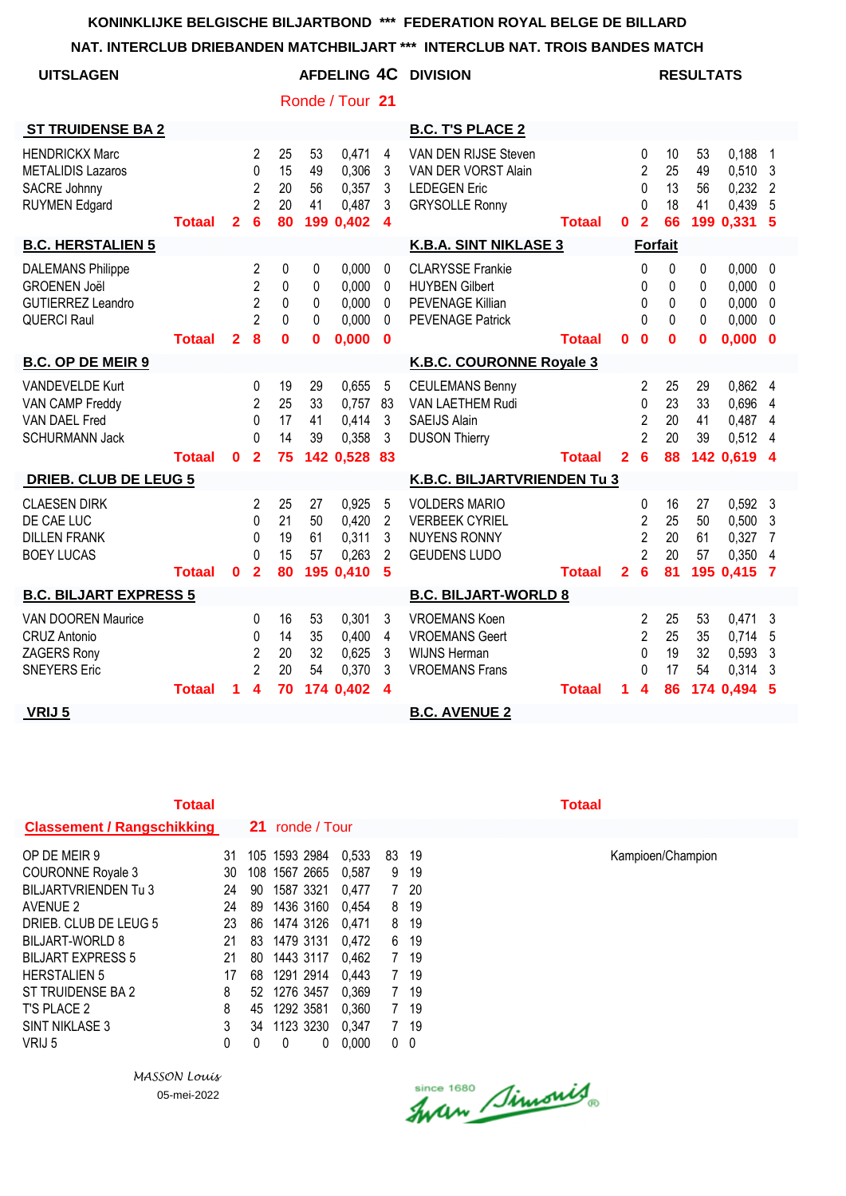# KONINKLIJKE BELGISCHE BILJARTBOND *** FEDERATION ROYAL BELGE DE BILLARD

## NAT. INTERCLUB DRIEBANDEN MATCHBILJART *** INTERCLUB NAT. TROIS BANDES MATCH

**UITSLAGEN** — **AFDELING 4C DIVISION** — **RESULTATS**

Ronde / Tour **21**

| ST TRUIDENSE BA 2 | | | | | | | | B.C. T'S PLACE 2 | | | | | | | |
|---|---|---|---|---|---|---|---|---|---|---|---|---|---|---|---|
| HENDRICKX Marc | | 2 | 25 | 53 | 0,471 | 4 | | VAN DEN RIJSE Steven | | 0 | 10 | 53 | 0,188 | 1 | |
| METALIDIS Lazaros | | 0 | 15 | 49 | 0,306 | 3 | | VAN DER VORST Alain | | 2 | 25 | 49 | 0,510 | 3 | |
| SACRE Johnny | | 2 | 20 | 56 | 0,357 | 3 | | LEDEGEN Eric | | 0 | 13 | 56 | 0,232 | 2 | |
| RUYMEN Edgard | | 2 | 20 | 41 | 0,487 | 3 | | GRYSOLLE Ronny | | 0 | 18 | 41 | 0,439 | 5 | |
| **Totaal** | **2** | **6** | **80** | **199** | **0,402** | **4** | | **Totaal** | **0** | **2** | **66** | **199** | **0,331** | **5** | |

| B.C. HERSTALIEN 5 | | | | | | | | K.B.A. SINT NIKLASE 3 | | | | | | | |
|---|---|---|---|---|---|---|---|---|---|---|---|---|---|---|---|
| | | | | | | | | **Forfait** | | | | | | | |
| DALEMANS Philippe | | 2 | 0 | 0 | 0,000 | 0 | | CLARYSSE Frankie | | 0 | 0 | 0 | 0,000 | 0 | |
| GROENEN Joël | | 2 | 0 | 0 | 0,000 | 0 | | HUYBEN Gilbert | | 0 | 0 | 0 | 0,000 | 0 | |
| GUTIERREZ Leandro | | 2 | 0 | 0 | 0,000 | 0 | | PEVENAGE Killian | | 0 | 0 | 0 | 0,000 | 0 | |
| QUERCI Raul | | 2 | 0 | 0 | 0,000 | 0 | | PEVENAGE Patrick | | 0 | 0 | 0 | 0,000 | 0 | |
| **Totaal** | **2** | **8** | **0** | **0** | **0,000** | **0** | | **Totaal** | **0** | **0** | **0** | **0** | **0,000** | **0** | |

| B.C. OP DE MEIR 9 | | | | | | | | K.B.C. COURONNE Royale 3 | | | | | | | |
|---|---|---|---|---|---|---|---|---|---|---|---|---|---|---|---|
| VANDEVELDE Kurt | | 0 | 19 | 29 | 0,655 | 5 | | CEULEMANS Benny | | 2 | 25 | 29 | 0,862 | 4 | |
| VAN CAMP Freddy | | 2 | 25 | 33 | 0,757 | 83 | | VAN LAETHEM Rudi | | 0 | 23 | 33 | 0,696 | 4 | |
| VAN DAEL Fred | | 0 | 17 | 41 | 0,414 | 3 | | SAEIJS Alain | | 2 | 20 | 41 | 0,487 | 4 | |
| SCHURMANN Jack | | 0 | 14 | 39 | 0,358 | 3 | | DUSON Thierry | | 2 | 20 | 39 | 0,512 | 4 | |
| **Totaal** | **0** | **2** | **75** | **142** | **0,528** | **83** | | **Totaal** | **2** | **6** | **88** | **142** | **0,619** | **4** | |

| DRIEB. CLUB DE LEUG 5 | | | | | | | | K.B.C. BILJARTVRIENDEN Tu 3 | | | | | | | |
|---|---|---|---|---|---|---|---|---|---|---|---|---|---|---|---|
| CLAESEN DIRK | | 2 | 25 | 27 | 0,925 | 5 | | VOLDERS MARIO | | 0 | 16 | 27 | 0,592 | 3 | |
| DE CAE LUC | | 0 | 21 | 50 | 0,420 | 2 | | VERBEKE CYRIEL | | 2 | 25 | 50 | 0,500 | 3 | |
| DILLEN FRANK | | 0 | 19 | 61 | 0,311 | 3 | | NUYENS RONNY | | 2 | 20 | 61 | 0,327 | 7 | |
| BOEY LUCAS | | 0 | 15 | 57 | 0,263 | 2 | | GEUDENS LUDO | | 2 | 20 | 57 | 0,350 | 4 | |
| **Totaal** | **0** | **2** | **80** | **195** | **0,410** | **5** | | **Totaal** | **2** | **6** | **81** | **195** | **0,415** | **7** | |

| B.C. BILJART EXPRESS 5 | | | | | | | | B.C. BILJART-WORLD 8 | | | | | | | |
|---|---|---|---|---|---|---|---|---|---|---|---|---|---|---|---|
| VAN DOOREN Maurice | | 0 | 16 | 53 | 0,301 | 3 | | VROEMANS Koen | | 2 | 25 | 53 | 0,471 | 3 | |
| CRUZ Antonio | | 0 | 14 | 35 | 0,400 | 4 | | VROEMANS Geert | | 2 | 25 | 35 | 0,714 | 5 | |
| ZAGERS Rony | | 2 | 20 | 32 | 0,625 | 3 | | WIJNS Herman | | 0 | 19 | 32 | 0,593 | 3 | |
| SNEYERS Eric | | 2 | 20 | 54 | 0,370 | 3 | | VROEMANS Frans | | 0 | 17 | 54 | 0,314 | 3 | |
| **Totaal** | **1** | **4** | **70** | **174** | **0,402** | **4** | | **Totaal** | **1** | **4** | **86** | **174** | **0,494** | **5** | |

**VRIJ 5** — **B.C. AVENUE 2**

**Classement / Rangschikking** — **21** ronde / Tour

| | | | | | | | |
|---|---|---|---|---|---|---|---|
| OP DE MEIR 9 | 31 | 105 | 1593 | 2984 | 0,533 | 83 | 19 |
| COURONNE Royale 3 | 30 | 108 | 1567 | 2665 | 0,587 | 9 | 19 |
| BILJARTVRIENDEN Tu 3 | 24 | 90 | 1587 | 3321 | 0,477 | 7 | 20 |
| AVENUE 2 | 24 | 89 | 1436 | 3160 | 0,454 | 8 | 19 |
| DRIEB. CLUB DE LEUG 5 | 23 | 86 | 1474 | 3126 | 0,471 | 8 | 19 |
| BILJART-WORLD 8 | 21 | 83 | 1479 | 3131 | 0,472 | 6 | 19 |
| BILJART EXPRESS 5 | 21 | 80 | 1443 | 3117 | 0,462 | 7 | 19 |
| HERSTALIEN 5 | 17 | 68 | 1291 | 2914 | 0,443 | 7 | 19 |
| ST TRUIDENSE BA 2 | 8 | 52 | 1276 | 3457 | 0,369 | 7 | 19 |
| T'S PLACE 2 | 8 | 45 | 1292 | 3581 | 0,360 | 7 | 19 |
| SINT NIKLASE 3 | 3 | 34 | 1123 | 3230 | 0,347 | 7 | 19 |
| VRIJ 5 | 0 | 0 | 0 | 0 | 0,000 | 0 | 0 |

Kampioen/Champion

*MASSON Louis*
05-mei-2022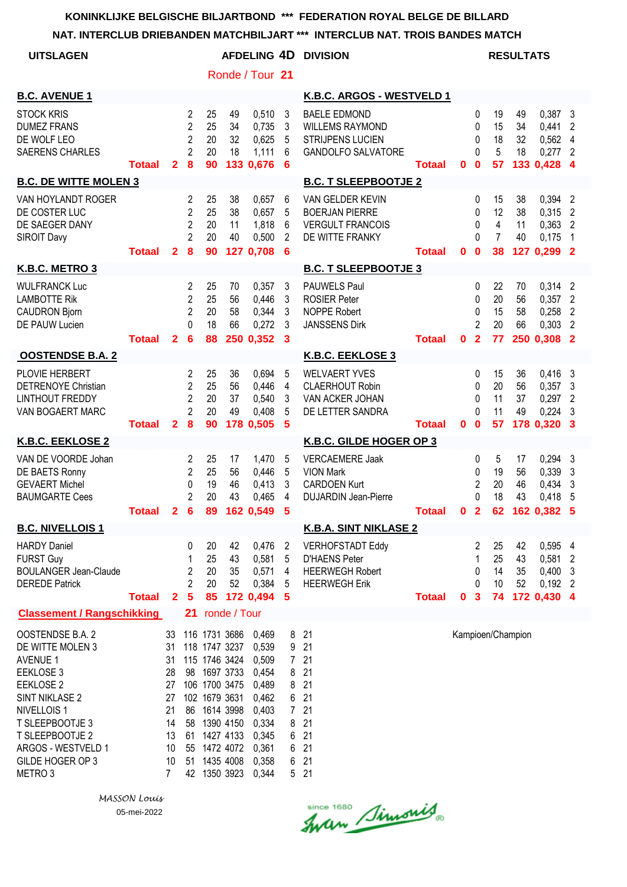KONINKLIJKE BELGISCHE BILJARTBOND *** FEDERATION ROYAL BELGE DE BILLARD

NAT. INTERCLUB DRIEBANDEN MATCHBILJART *** INTERCLUB NAT. TROIS BANDES MATCH

**UITSLAGEN** — **AFDELING 4D DIVISION** — **RESULTATS**

Ronde / Tour **21**

| B.C. AVENUE 1 | | | | | | | K.B.C. ARGOS - WESTVELD 1 | | | | | | |
|---|---|---|---|---|---|---|---|---|---|---|---|---|---|
| STOCK KRIS | | 2 | 25 | 49 | 0,510 | 3 | BAELE EDMOND | | 0 | 19 | 49 | 0,387 | 3 |
| DUMEZ FRANS | | 2 | 25 | 34 | 0,735 | 3 | WILLEMS RAYMOND | | 0 | 15 | 34 | 0,441 | 2 |
| DE WOLF LEO | | 2 | 20 | 32 | 0,625 | 5 | STRIJPENS LUCIEN | | 0 | 18 | 32 | 0,562 | 4 |
| SAERENS CHARLES | | 2 | 20 | 18 | 1,111 | 6 | GANDOLFO SALVATORE | | 0 | 5 | 18 | 0,277 | 2 |
| **Totaal** | **2** | **8** | **90** | **133** | **0,676** | **6** | **Totaal** | **0** | **0** | **57** | **133** | **0,428** | **4** |

| B.C. DE WITTE MOLEN 3 | | | | | | | B.C. T SLEEPBOOTJE 2 | | | | | | |
|---|---|---|---|---|---|---|---|---|---|---|---|---|---|
| VAN HOYLANDT ROGER | | 2 | 25 | 38 | 0,657 | 6 | VAN GELDER KEVIN | | 0 | 15 | 38 | 0,394 | 2 |
| DE COSTER LUC | | 2 | 25 | 38 | 0,657 | 5 | BOERJAN PIERRE | | 0 | 12 | 38 | 0,315 | 2 |
| DE SAEGER DANY | | 2 | 20 | 11 | 1,818 | 6 | VERGULT FRANCOIS | | 0 | 4 | 11 | 0,363 | 2 |
| SIROIT Davy | | 2 | 20 | 40 | 0,500 | 2 | DE WITTE FRANKY | | 0 | 7 | 40 | 0,175 | 1 |
| **Totaal** | **2** | **8** | **90** | **127** | **0,708** | **6** | **Totaal** | **0** | **0** | **38** | **127** | **0,299** | **2** |

| K.B.C. METRO 3 | | | | | | | B.C. T SLEEPBOOTJE 3 | | | | | | |
|---|---|---|---|---|---|---|---|---|---|---|---|---|---|
| WULFRANCK Luc | | 2 | 25 | 70 | 0,357 | 3 | PAUWELS Paul | | 0 | 22 | 70 | 0,314 | 2 |
| LAMBOTTE Rik | | 2 | 25 | 56 | 0,446 | 3 | ROSIER Peter | | 0 | 20 | 56 | 0,357 | 2 |
| CAUDRON Bjorn | | 2 | 20 | 58 | 0,344 | 3 | NOPPE Robert | | 0 | 15 | 58 | 0,258 | 2 |
| DE PAUW Lucien | | 0 | 18 | 66 | 0,272 | 3 | JANSSENS Dirk | | 2 | 20 | 66 | 0,303 | 2 |
| **Totaal** | **2** | **6** | **88** | **250** | **0,352** | **3** | **Totaal** | **0** | **2** | **77** | **250** | **0,308** | **2** |

| OOSTENDSE B.A. 2 | | | | | | | K.B.C. EEKLOSE 3 | | | | | | |
|---|---|---|---|---|---|---|---|---|---|---|---|---|---|
| PLOVIE HERBERT | | 2 | 25 | 36 | 0,694 | 5 | WELVAERT YVES | | 0 | 15 | 36 | 0,416 | 3 |
| DETRENOYE Christian | | 2 | 25 | 56 | 0,446 | 4 | CLAERHOUT Robin | | 0 | 20 | 56 | 0,357 | 3 |
| LINTHOUT FREDDY | | 2 | 20 | 37 | 0,540 | 3 | VAN ACKER JOHAN | | 0 | 11 | 37 | 0,297 | 2 |
| VAN BOGAERT MARC | | 2 | 20 | 49 | 0,408 | 5 | DE LETTER SANDRA | | 0 | 11 | 49 | 0,224 | 3 |
| **Totaal** | **2** | **8** | **90** | **178** | **0,505** | **5** | **Totaal** | **0** | **0** | **57** | **178** | **0,320** | **3** |

| K.B.C. EEKLOSE 2 | | | | | | | K.B.C. GILDE HOGER OP 3 | | | | | | |
|---|---|---|---|---|---|---|---|---|---|---|---|---|---|
| VAN DE VOORDE Johan | | 2 | 25 | 17 | 1,470 | 5 | VERCAEMERE Jaak | | 0 | 5 | 17 | 0,294 | 3 |
| DE BAETS Ronny | | 2 | 25 | 56 | 0,446 | 5 | VION Mark | | 0 | 19 | 56 | 0,339 | 3 |
| GEVAERT Michel | | 0 | 19 | 46 | 0,413 | 3 | CARDOEN Kurt | | 2 | 20 | 46 | 0,434 | 3 |
| BAUMGARTE Cees | | 2 | 20 | 43 | 0,465 | 4 | DUJARDIN Jean-Pierre | | 0 | 18 | 43 | 0,418 | 5 |
| **Totaal** | **2** | **6** | **89** | **162** | **0,549** | **5** | **Totaal** | **0** | **2** | **62** | **162** | **0,382** | **5** |

| B.C. NIVELLOIS 1 | | | | | | | K.B.A. SINT NIKLASE 2 | | | | | | |
|---|---|---|---|---|---|---|---|---|---|---|---|---|---|
| HARDY Daniel | | 0 | 20 | 42 | 0,476 | 2 | VERHOFSTADT Eddy | | 2 | 25 | 42 | 0,595 | 4 |
| FURST Guy | | 1 | 25 | 43 | 0,581 | 5 | D'HAENS Peter | | 1 | 25 | 43 | 0,581 | 2 |
| BOULANGER Jean-Claude | | 2 | 20 | 35 | 0,571 | 4 | HEERWEGH Robert | | 0 | 14 | 35 | 0,400 | 3 |
| DEREDE Patrick | | 2 | 20 | 52 | 0,384 | 5 | HEERWEGH Erik | | 0 | 10 | 52 | 0,192 | 2 |
| **Totaal** | **2** | **5** | **85** | **172** | **0,494** | **5** | **Totaal** | **0** | **3** | **74** | **172** | **0,430** | **4** |

**Classement / Rangschikking** — **21** ronde / Tour

| | | | | | | | | |
|---|---|---|---|---|---|---|---|---|
| OOSTENDSE B.A. 2 | 33 | 116 | 1731 | 3686 | 0,469 | 8 | 21 | Kampioen/Champion |
| DE WITTE MOLEN 3 | 31 | 118 | 1747 | 3237 | 0,539 | 9 | 21 | |
| AVENUE 1 | 31 | 115 | 1746 | 3424 | 0,509 | 7 | 21 | |
| EEKLOSE 3 | 28 | 98 | 1697 | 3733 | 0,454 | 8 | 21 | |
| EEKLOSE 2 | 27 | 106 | 1700 | 3475 | 0,489 | 8 | 21 | |
| SINT NIKLASE 2 | 27 | 102 | 1679 | 3631 | 0,462 | 6 | 21 | |
| NIVELLOIS 1 | 21 | 86 | 1614 | 3998 | 0,403 | 7 | 21 | |
| T SLEEPBOOTJE 3 | 14 | 58 | 1390 | 4150 | 0,334 | 8 | 21 | |
| T SLEEPBOOTJE 2 | 13 | 61 | 1427 | 4133 | 0,345 | 6 | 21 | |
| ARGOS - WESTVELD 1 | 10 | 55 | 1472 | 4072 | 0,361 | 6 | 21 | |
| GILDE HOGER OP 3 | 10 | 51 | 1435 | 4008 | 0,358 | 6 | 21 | |
| METRO 3 | 7 | 42 | 1350 | 3923 | 0,344 | 5 | 21 | |

*MASSON Louis*

05-mei-2022

since 1680 Iwan Simonis®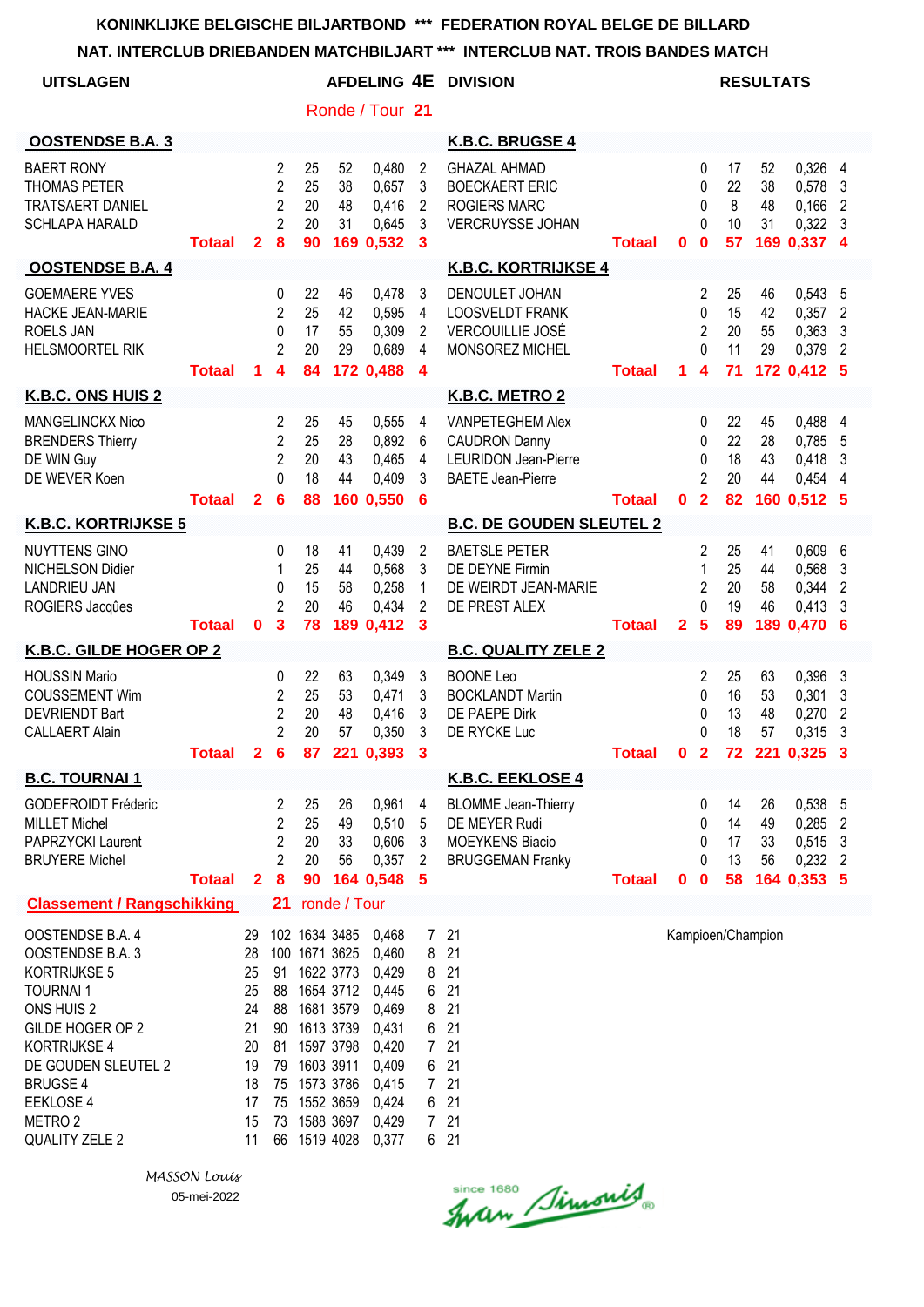**KONINKLIJKE BELGISCHE BILJARTBOND \*\*\* FEDERATION ROYAL BELGE DE BILLARD**

**NAT. INTERCLUB DRIEBANDEN MATCHBILJART \*\*\* INTERCLUB NAT. TROIS BANDES MATCH**

**UITSLAGEN** — **AFDELING 4E DIVISION** — **RESULTATS**

Ronde / Tour **21**

| OOSTENDSE B.A. 3 | | | | | | | K.B.C. BRUGGE 4 | | | | | | |
|---|---|---|---|---|---|---|---|---|---|---|---|---|---|
| BAERT RONY | 2 | 25 | 52 | 0,480 | 2 | | GHAZAL AHMAD | 0 | 17 | 52 | 0,326 | 4 | |
| THOMAS PETER | 2 | 25 | 38 | 0,657 | 3 | | BOECKAERT ERIC | 0 | 22 | 38 | 0,578 | 3 | |
| TRATSAERT DANIEL | 2 | 20 | 48 | 0,416 | 2 | | ROGIERS MARC | 0 | 8 | 48 | 0,166 | 2 | |
| SCHLAPA HARALD | 2 | 20 | 31 | 0,645 | 3 | | VERCRUYSSE JOHAN | 0 | 10 | 31 | 0,322 | 3 | |
| **Totaal 2** | **8** | **90** | **169** | **0,532** | **3** | | **Totaal 0** | **0** | **57** | **169** | **0,337** | **4** | |

| OOSTENDSE B.A. 4 | | | | | | | K.B.C. KORTRIJKSE 4 | | | | | | |
|---|---|---|---|---|---|---|---|---|---|---|---|---|---|
| GOEMAERE YVES | 0 | 22 | 46 | 0,478 | 3 | | DENOULET JOHAN | 2 | 25 | 46 | 0,543 | 5 | |
| HACKE JEAN-MARIE | 2 | 25 | 42 | 0,595 | 4 | | LOOSVELDT FRANK | 0 | 15 | 42 | 0,357 | 2 | |
| ROELS JAN | 0 | 17 | 55 | 0,309 | 2 | | VERCOUILLIE JOSÉ | 2 | 20 | 55 | 0,363 | 3 | |
| HELSMOORTEL RIK | 2 | 20 | 29 | 0,689 | 4 | | MONSOREZ MICHEL | 0 | 11 | 29 | 0,379 | 2 | |
| **Totaal 1** | **4** | **84** | **172** | **0,488** | **4** | | **Totaal 1** | **4** | **71** | **172** | **0,412** | **5** | |

| K.B.C. ONS HUIS 2 | | | | | | | K.B.C. METRO 2 | | | | | | |
|---|---|---|---|---|---|---|---|---|---|---|---|---|---|
| MANGELINCKX Nico | 2 | 25 | 45 | 0,555 | 4 | | VANPETEGHEM Alex | 0 | 22 | 45 | 0,488 | 4 | |
| BRENDERS Thierry | 2 | 25 | 28 | 0,892 | 6 | | CAUDRON Danny | 0 | 22 | 28 | 0,785 | 5 | |
| DE WIN Guy | 2 | 20 | 43 | 0,465 | 4 | | LEURIDON Jean-Pierre | 0 | 18 | 43 | 0,418 | 3 | |
| DE WEVER Koen | 0 | 18 | 44 | 0,409 | 3 | | BAETE Jean-Pierre | 2 | 20 | 44 | 0,454 | 4 | |
| **Totaal 2** | **6** | **88** | **160** | **0,550** | **6** | | **Totaal 0** | **2** | **82** | **160** | **0,512** | **5** | |

| K.B.C. KORTRIJKSE 5 | | | | | | | B.C. DE GOUDEN SLEUTEL 2 | | | | | | |
|---|---|---|---|---|---|---|---|---|---|---|---|---|---|
| NUYTTENS GINO | 0 | 18 | 41 | 0,439 | 2 | | BAETSLE PETER | 2 | 25 | 41 | 0,609 | 6 | |
| NICHELSON Didier | 1 | 25 | 44 | 0,568 | 3 | | DE DEYNE Firmin | 1 | 25 | 44 | 0,568 | 3 | |
| LANDRIEU JAN | 0 | 15 | 58 | 0,258 | 1 | | DE WEIRDT JEAN-MARIE | 2 | 20 | 58 | 0,344 | 2 | |
| ROGIERS Jacqûes | 2 | 20 | 46 | 0,434 | 2 | | DE PREST ALEX | 0 | 19 | 46 | 0,413 | 3 | |
| **Totaal 0** | **3** | **78** | **189** | **0,412** | **3** | | **Totaal 2** | **5** | **89** | **189** | **0,470** | **6** | |

| K.B.C. GILDE HOGER OP 2 | | | | | | | B.C. QUALITY ZELE 2 | | | | | | |
|---|---|---|---|---|---|---|---|---|---|---|---|---|---|
| HOUSSIN Mario | 0 | 22 | 63 | 0,349 | 3 | | BOONE Leo | 2 | 25 | 63 | 0,396 | 3 | |
| COUSSEMENT Wim | 2 | 25 | 53 | 0,471 | 3 | | BOCKLANDT Martin | 0 | 16 | 53 | 0,301 | 3 | |
| DEVRIENDT Bart | 2 | 20 | 48 | 0,416 | 3 | | DE PAEPE Dirk | 0 | 13 | 48 | 0,270 | 2 | |
| CALLAERT Alain | 2 | 20 | 57 | 0,350 | 3 | | DE RYCKE Luc | 0 | 18 | 57 | 0,315 | 3 | |
| **Totaal 2** | **6** | **87** | **221** | **0,393** | **3** | | **Totaal 0** | **2** | **72** | **221** | **0,325** | **3** | |

| B.C. TOURNAI 1 | | | | | | | K.B.C. EEKLOSE 4 | | | | | | |
|---|---|---|---|---|---|---|---|---|---|---|---|---|---|
| GODEFROIDT Fréderic | 2 | 25 | 26 | 0,961 | 4 | | BLOMME Jean-Thierry | 0 | 14 | 26 | 0,538 | 5 | |
| MILLET Michel | 2 | 25 | 49 | 0,510 | 5 | | DE MEYER Rudi | 0 | 14 | 49 | 0,285 | 2 | |
| PAPRZYCKI Laurent | 2 | 20 | 33 | 0,606 | 3 | | MOEYKENS Biacio | 0 | 17 | 33 | 0,515 | 3 | |
| BRUYERE Michel | 2 | 20 | 56 | 0,357 | 2 | | BRUGGEMAN Franky | 0 | 13 | 56 | 0,232 | 2 | |
| **Totaal 2** | **8** | **90** | **164** | **0,548** | **5** | | **Totaal 0** | **0** | **58** | **164** | **0,353** | **5** | |

**Classement / Rangschikking** — **21** ronde / Tour

| | | | | | | | | |
|---|---|---|---|---|---|---|---|---|
| OOSTENDSE B.A. 4 | 29 | 102 | 1634 | 3485 | 0,468 | 7 | 21 | Kampioen/Champion |
| OOSTENDSE B.A. 3 | 28 | 100 | 1671 | 3625 | 0,460 | 8 | 21 | |
| KORTRIJKSE 5 | 25 | 91 | 1622 | 3773 | 0,429 | 8 | 21 | |
| TOURNAI 1 | 25 | 88 | 1654 | 3712 | 0,445 | 6 | 21 | |
| ONS HUIS 2 | 24 | 88 | 1681 | 3579 | 0,469 | 8 | 21 | |
| GILDE HOGER OP 2 | 21 | 90 | 1613 | 3739 | 0,431 | 6 | 21 | |
| KORTRIJKSE 4 | 20 | 81 | 1597 | 3798 | 0,420 | 7 | 21 | |
| DE GOUDEN SLEUTEL 2 | 19 | 79 | 1603 | 3911 | 0,409 | 6 | 21 | |
| BRUGGE 4 | 18 | 75 | 1573 | 3786 | 0,415 | 7 | 21 | |
| EEKLOSE 4 | 17 | 75 | 1552 | 3659 | 0,424 | 6 | 21 | |
| METRO 2 | 15 | 73 | 1588 | 3697 | 0,429 | 7 | 21 | |
| QUALITY ZELE 2 | 11 | 66 | 1519 | 4028 | 0,377 | 6 | 21 | |

*MASSON Louis*
05-mei-2022

since 1680 Ivan Simonis®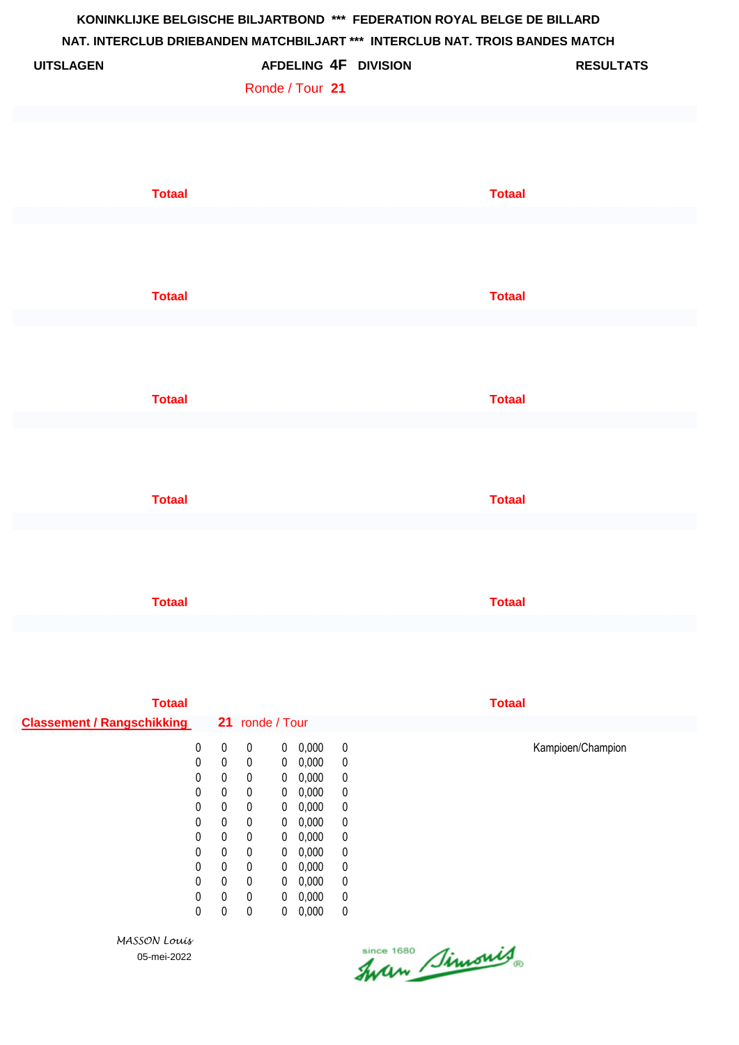**KONINKLIJKE BELGISCHE BILJARTBOND \*\*\* FEDERATION ROYAL BELGE DE BILLARD**

**NAT. INTERCLUB DRIEBANDEN MATCHBILJART \*\*\* INTERCLUB NAT. TROIS BANDES MATCH**

**UITSLAGEN** **AFDELING 4F DIVISION** **RESULTATS**

Ronde / Tour **21**

**Totaal** **Totaal**

**Totaal** **Totaal**

**Totaal** **Totaal**

**Totaal** **Totaal**

**Totaal** **Totaal**

**Totaal** **Totaal**

**Classement / Rangschikking** **21** ronde / Tour

| | | | | | | |
|---|---|---|---|---|---|---|
| 0 | 0 | 0 | 0 | 0,000 | 0 | Kampioen/Champion |
| 0 | 0 | 0 | 0 | 0,000 | 0 | |
| 0 | 0 | 0 | 0 | 0,000 | 0 | |
| 0 | 0 | 0 | 0 | 0,000 | 0 | |
| 0 | 0 | 0 | 0 | 0,000 | 0 | |
| 0 | 0 | 0 | 0 | 0,000 | 0 | |
| 0 | 0 | 0 | 0 | 0,000 | 0 | |
| 0 | 0 | 0 | 0 | 0,000 | 0 | |
| 0 | 0 | 0 | 0 | 0,000 | 0 | |
| 0 | 0 | 0 | 0 | 0,000 | 0 | |
| 0 | 0 | 0 | 0 | 0,000 | 0 | |
| 0 | 0 | 0 | 0 | 0,000 | 0 | |

*MASSON Louis*

05-mei-2022

since 1680 Iwan Simonis®